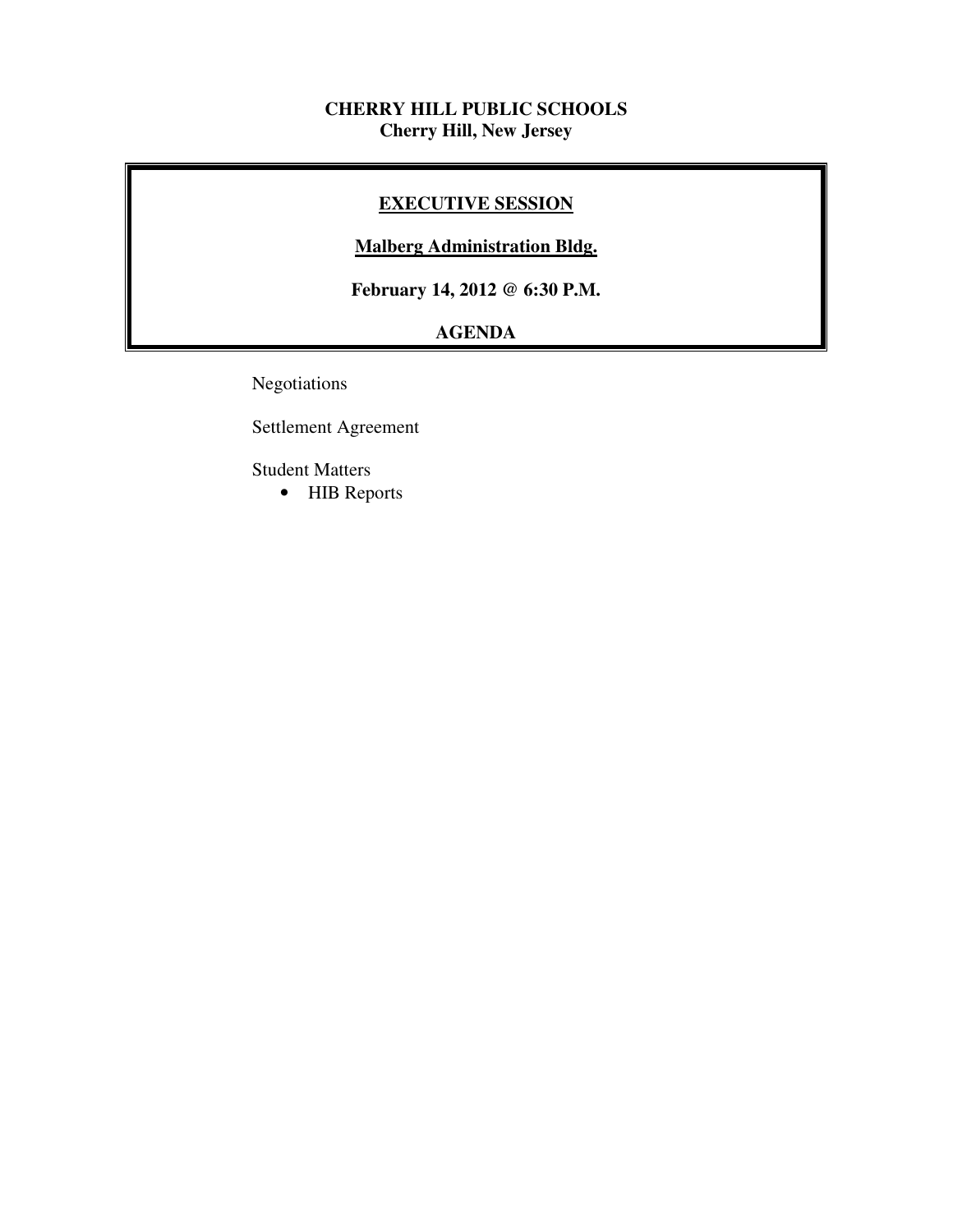**CHERRY HILL PUBLIC SCHOOLS**
**Cherry Hill, New Jersey**

## EXECUTIVE SESSION

**Malberg Administration Bldg.**

**February 14, 2012 @ 6:30 P.M.**

**AGENDA**

Negotiations

Settlement Agreement

Student Matters

- HIB Reports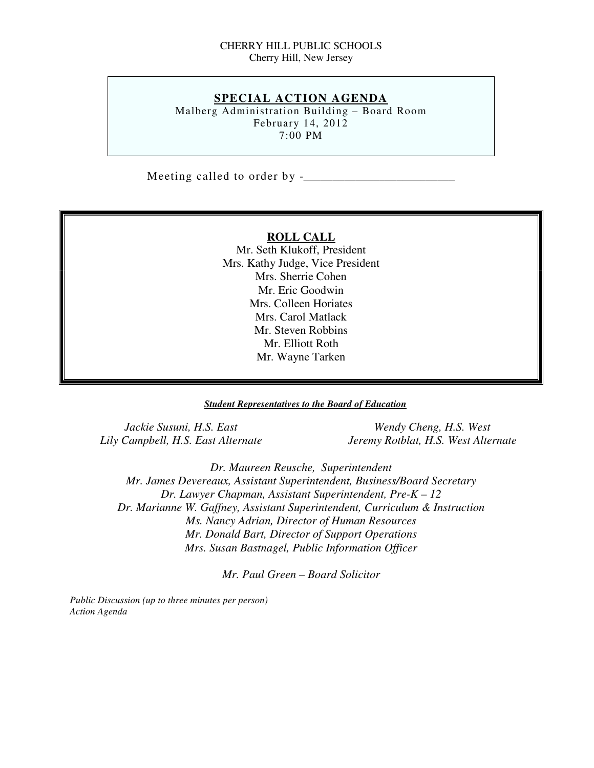CHERRY HILL PUBLIC SCHOOLS
Cherry Hill, New Jersey

## SPECIAL ACTION AGENDA

Malberg Administration Building – Board Room
February 14, 2012
7:00 PM

Meeting called to order by -_________________________

### ROLL CALL

Mr. Seth Klukoff, President
Mrs. Kathy Judge, Vice President
Mrs. Sherrie Cohen
Mr. Eric Goodwin
Mrs. Colleen Horiates
Mrs. Carol Matlack
Mr. Steven Robbins
Mr. Elliott Roth
Mr. Wayne Tarken

***Student Representatives to the Board of Education***

*Jackie Susuni, H.S. East*
*Lily Campbell, H.S. East Alternate*

*Wendy Cheng, H.S. West*
*Jeremy Rotblat, H.S. West Alternate*

*Dr. Maureen Reusche, Superintendent*
*Mr. James Devereaux, Assistant Superintendent, Business/Board Secretary*
*Dr. Lawyer Chapman, Assistant Superintendent, Pre-K – 12*
*Dr. Marianne W. Gaffney, Assistant Superintendent, Curriculum & Instruction*
*Ms. Nancy Adrian, Director of Human Resources*
*Mr. Donald Bart, Director of Support Operations*
*Mrs. Susan Bastnagel, Public Information Officer*

*Mr. Paul Green – Board Solicitor*

*Public Discussion (up to three minutes per person)*
*Action Agenda*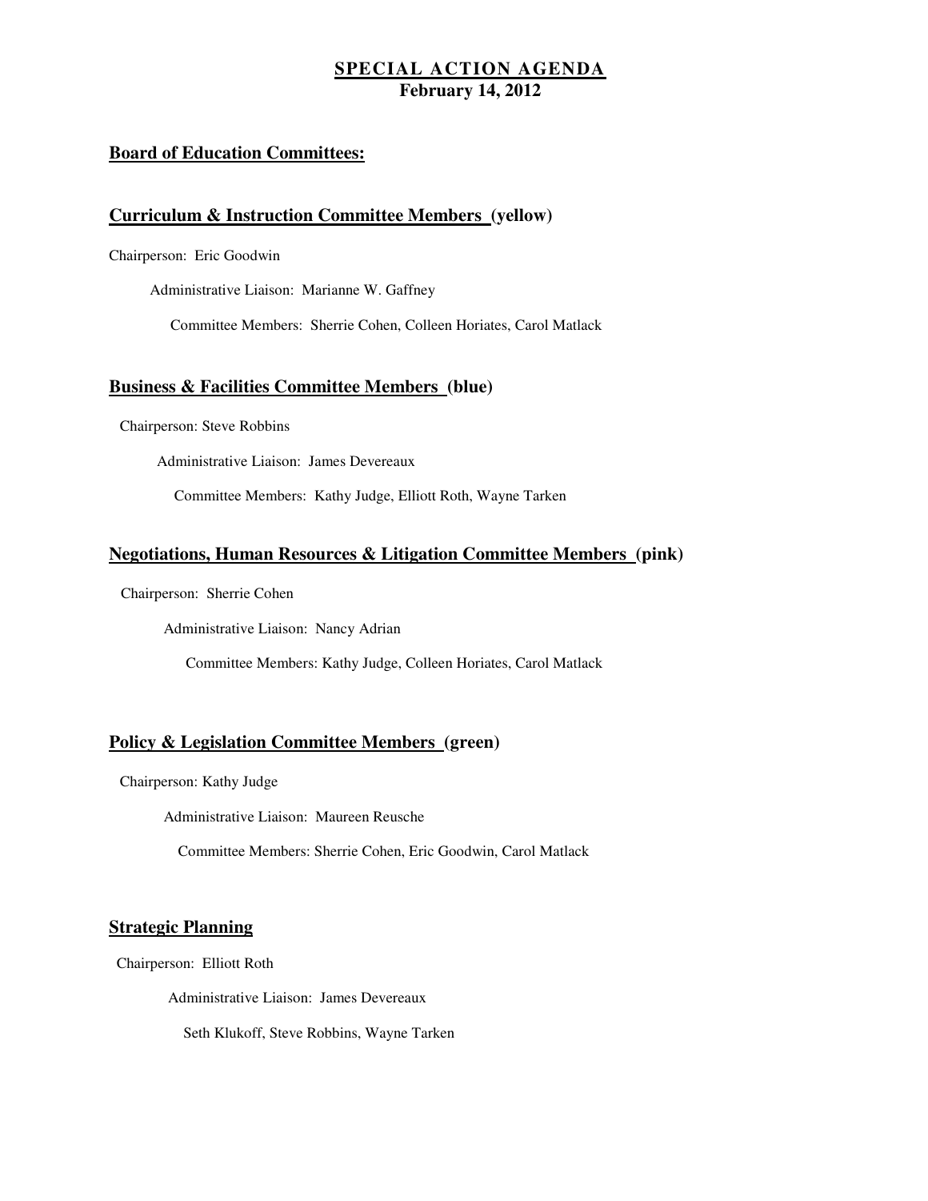# SPECIAL ACTION AGENDA
**February 14, 2012**

## Board of Education Committees:

### Curriculum & Instruction Committee Members (yellow)

Chairperson: Eric Goodwin

Administrative Liaison: Marianne W. Gaffney

Committee Members: Sherrie Cohen, Colleen Horiates, Carol Matlack

### Business & Facilities Committee Members (blue)

Chairperson: Steve Robbins

Administrative Liaison: James Devereaux

Committee Members: Kathy Judge, Elliott Roth, Wayne Tarken

### Negotiations, Human Resources & Litigation Committee Members (pink)

Chairperson: Sherrie Cohen

Administrative Liaison: Nancy Adrian

Committee Members: Kathy Judge, Colleen Horiates, Carol Matlack

### Policy & Legislation Committee Members (green)

Chairperson: Kathy Judge

Administrative Liaison: Maureen Reusche

Committee Members: Sherrie Cohen, Eric Goodwin, Carol Matlack

### Strategic Planning

Chairperson: Elliott Roth

Administrative Liaison: James Devereaux

Seth Klukoff, Steve Robbins, Wayne Tarken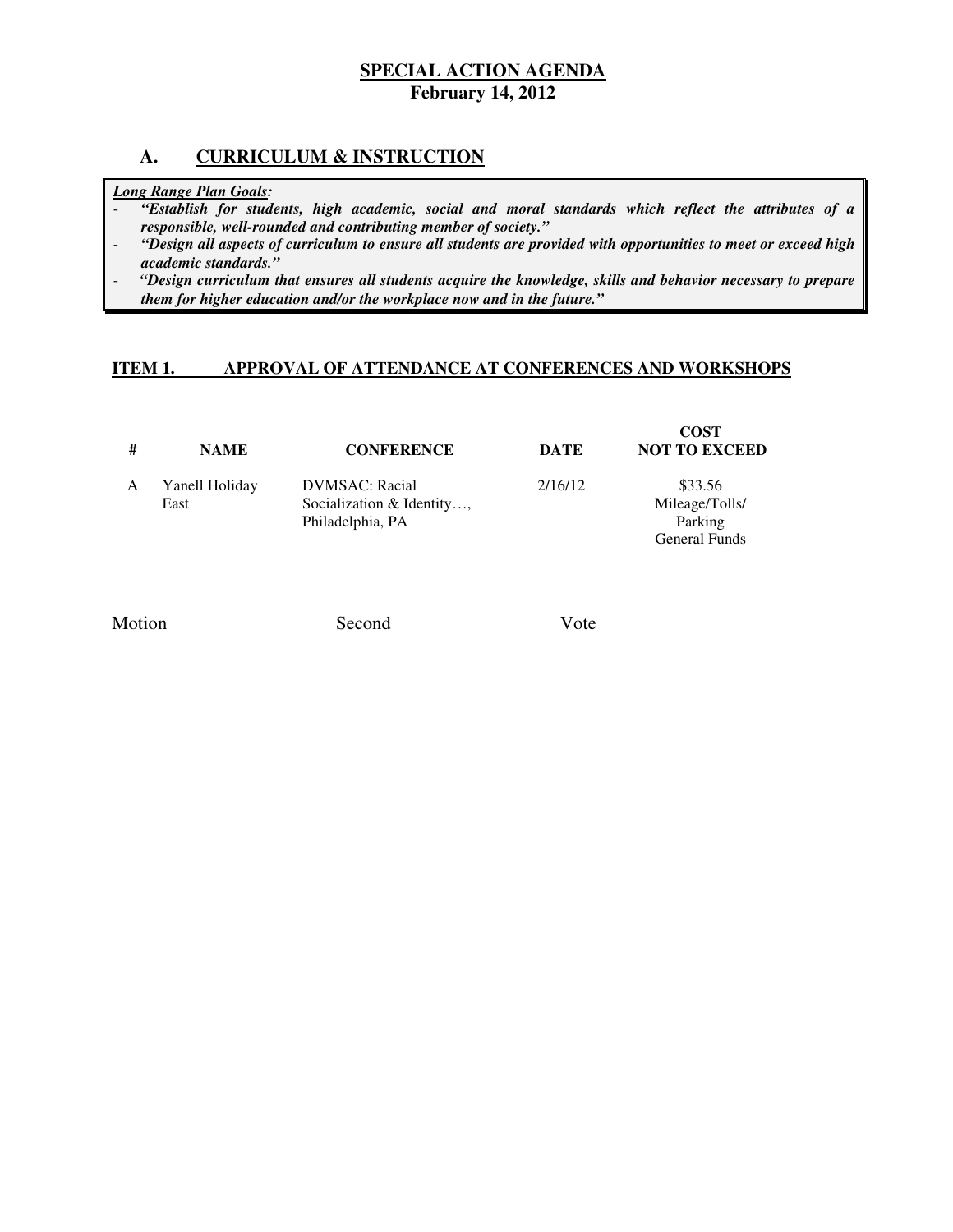# SPECIAL ACTION AGENDA
**February 14, 2012**

## A. CURRICULUM & INSTRUCTION

***Long Range Plan Goals:***

- ***"Establish for students, high academic, social and moral standards which reflect the attributes of a responsible, well-rounded and contributing member of society."***
- ***"Design all aspects of curriculum to ensure all students are provided with opportunities to meet or exceed high academic standards."***
- ***"Design curriculum that ensures all students acquire the knowledge, skills and behavior necessary to prepare them for higher education and/or the workplace now and in the future."***

### ITEM 1. APPROVAL OF ATTENDANCE AT CONFERENCES AND WORKSHOPS

| # | NAME | CONFERENCE | DATE | COST NOT TO EXCEED |
|---|---|---|---|---|
| A | Yanell Holiday East | DVMSAC: Racial Socialization & Identity…, Philadelphia, PA | 2/16/12 | \$33.56 Mileage/Tolls/ Parking General Funds |

Motion__________________Second__________________Vote____________________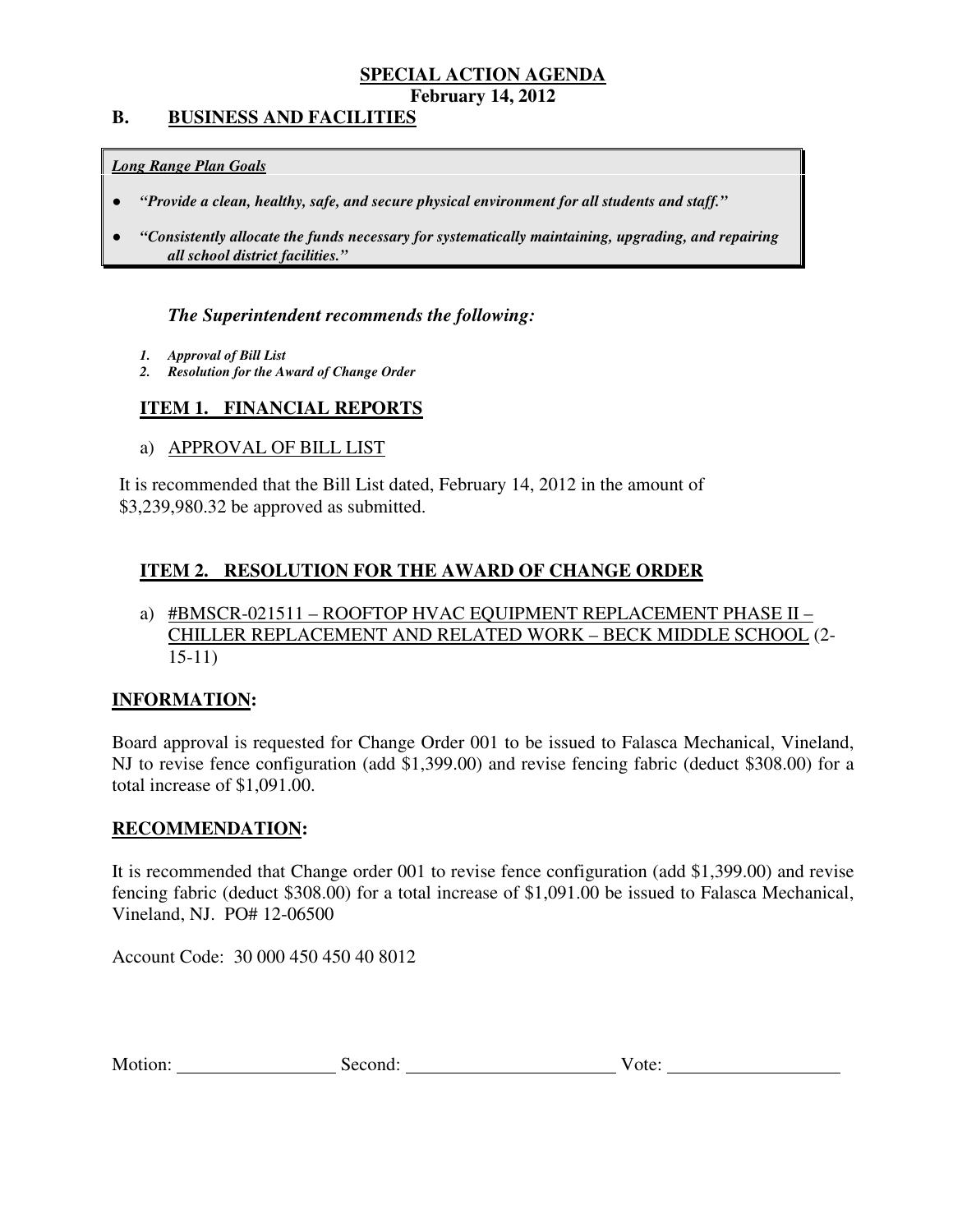**SPECIAL ACTION AGENDA**

**February 14, 2012**

## B. BUSINESS AND FACILITIES

***Long Range Plan Goals***

- ***"Provide a clean, healthy, safe, and secure physical environment for all students and staff."***
- ***"Consistently allocate the funds necessary for systematically maintaining, upgrading, and repairing all school district facilities."***

***The Superintendent recommends the following:***

1. ***Approval of Bill List***
2. ***Resolution for the Award of Change Order***

### ITEM 1. FINANCIAL REPORTS

a) APPROVAL OF BILL LIST

It is recommended that the Bill List dated, February 14, 2012 in the amount of $3,239,980.32 be approved as submitted.

### ITEM 2. RESOLUTION FOR THE AWARD OF CHANGE ORDER

a) #BMSCR-021511 – ROOFTOP HVAC EQUIPMENT REPLACEMENT PHASE II – CHILLER REPLACEMENT AND RELATED WORK – BECK MIDDLE SCHOOL (2-15-11)

**INFORMATION:**

Board approval is requested for Change Order 001 to be issued to Falasca Mechanical, Vineland, NJ to revise fence configuration (add $1,399.00) and revise fencing fabric (deduct $308.00) for a total increase of $1,091.00.

**RECOMMENDATION:**

It is recommended that Change order 001 to revise fence configuration (add $1,399.00) and revise fencing fabric (deduct $308.00) for a total increase of $1,091.00 be issued to Falasca Mechanical, Vineland, NJ. PO# 12-06500

Account Code: 30 000 450 450 40 8012

Motion: ________________ Second: ______________________ Vote: __________________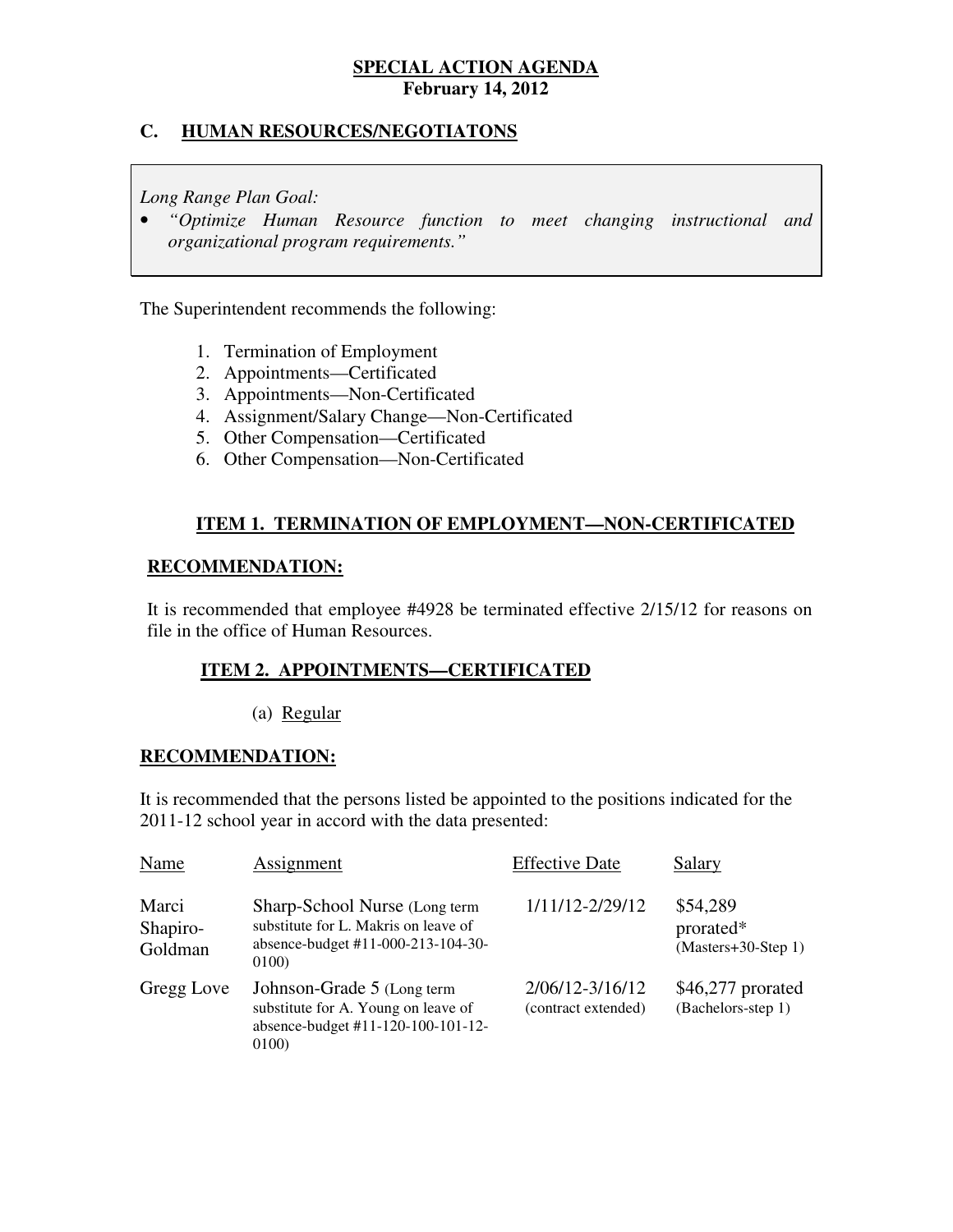**SPECIAL ACTION AGENDA**
**February 14, 2012**

## C. HUMAN RESOURCES/NEGOTIATONS

*Long Range Plan Goal:*

- *"Optimize Human Resource function to meet changing instructional and organizational program requirements."*

The Superintendent recommends the following:

1. Termination of Employment
2. Appointments—Certificated
3. Appointments—Non-Certificated
4. Assignment/Salary Change—Non-Certificated
5. Other Compensation—Certificated
6. Other Compensation—Non-Certificated

### ITEM 1. TERMINATION OF EMPLOYMENT—NON-CERTIFICATED

**RECOMMENDATION:**

It is recommended that employee #4928 be terminated effective 2/15/12 for reasons on file in the office of Human Resources.

### ITEM 2. APPOINTMENTS—CERTIFICATED

(a) Regular

**RECOMMENDATION:**

It is recommended that the persons listed be appointed to the positions indicated for the 2011-12 school year in accord with the data presented:

| Name | Assignment | Effective Date | Salary |
|---|---|---|---|
| Marci Shapiro-Goldman | Sharp-School Nurse (Long term substitute for L. Makris on leave of absence-budget #11-000-213-104-30-0100) | 1/11/12-2/29/12 | $54,289 prorated* (Masters+30-Step 1) |
| Gregg Love | Johnson-Grade 5 (Long term substitute for A. Young on leave of absence-budget #11-120-100-101-12-0100) | 2/06/12-3/16/12 (contract extended) | $46,277 prorated (Bachelors-step 1) |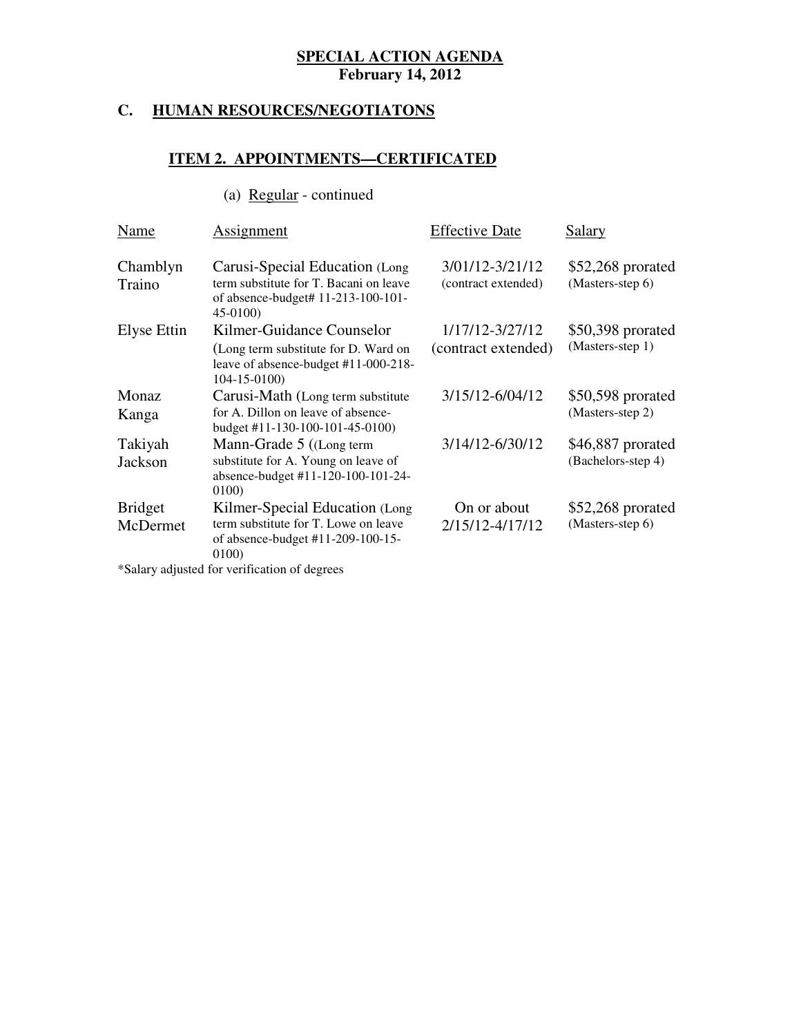**SPECIAL ACTION AGENDA**
**February 14, 2012**

## C. HUMAN RESOURCES/NEGOTIATONS

### ITEM 2. APPOINTMENTS—CERTIFICATED

(a) Regular - continued

| Name | Assignment | Effective Date | Salary |
|---|---|---|---|
| Chamblyn Traino | Carusi-Special Education (Long term substitute for T. Bacani on leave of absence-budget# 11-213-100-101-45-0100) | 3/01/12-3/21/12 (contract extended) | $52,268 prorated (Masters-step 6) |
| Elyse Ettin | Kilmer-Guidance Counselor (Long term substitute for D. Ward on leave of absence-budget #11-000-218-104-15-0100) | 1/17/12-3/27/12 (contract extended) | $50,398 prorated (Masters-step 1) |
| Monaz Kanga | Carusi-Math (Long term substitute for A. Dillon on leave of absence-budget #11-130-100-101-45-0100) | 3/15/12-6/04/12 | $50,598 prorated (Masters-step 2) |
| Takiyah Jackson | Mann-Grade 5 ((Long term substitute for A. Young on leave of absence-budget #11-120-100-101-24-0100) | 3/14/12-6/30/12 | $46,887 prorated (Bachelors-step 4) |
| Bridget McDermet | Kilmer-Special Education (Long term substitute for T. Lowe on leave of absence-budget #11-209-100-15-0100) | On or about 2/15/12-4/17/12 | $52,268 prorated (Masters-step 6) |

*Salary adjusted for verification of degrees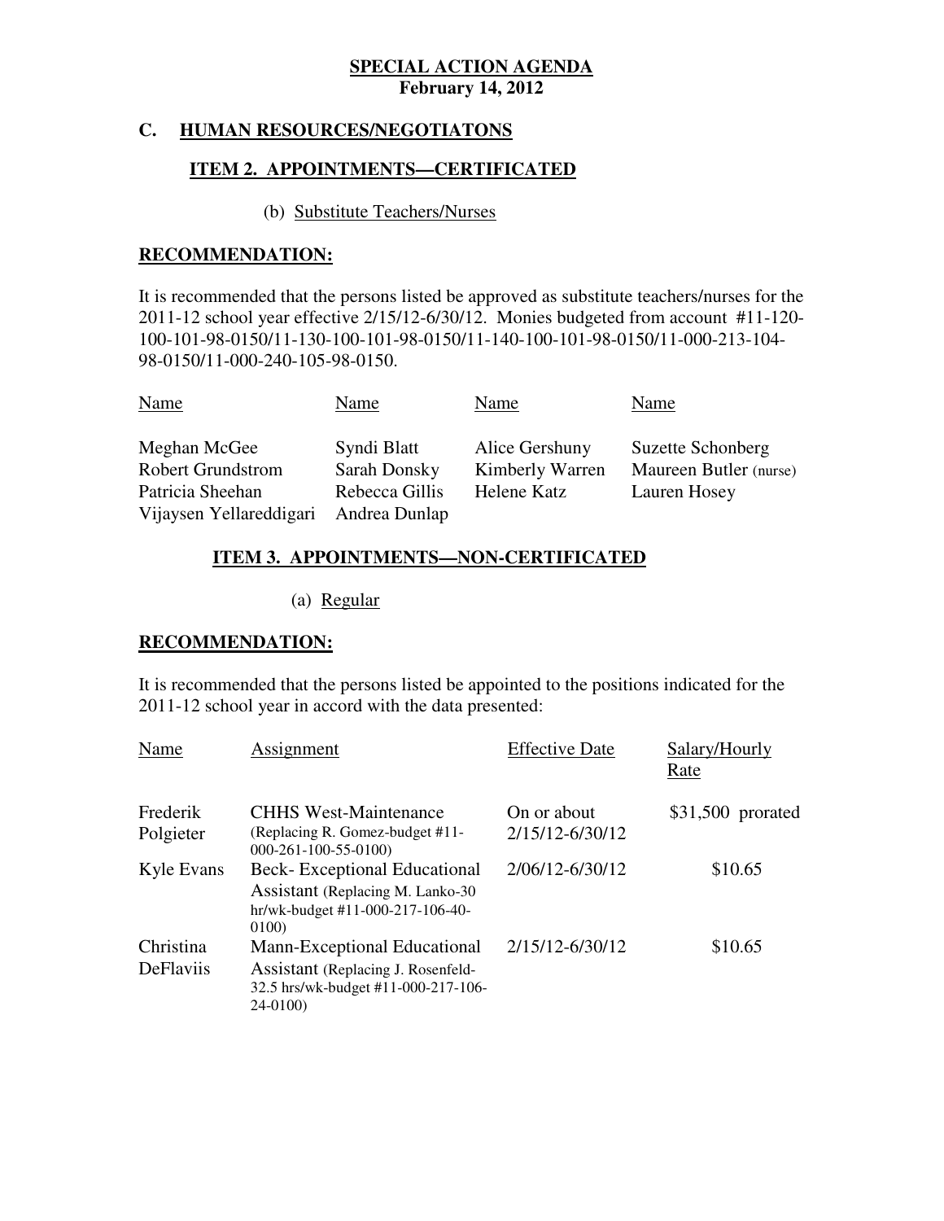**SPECIAL ACTION AGENDA**
**February 14, 2012**

## C. HUMAN RESOURCES/NEGOTIATONS

### ITEM 2. APPOINTMENTS—CERTIFICATED

(b) Substitute Teachers/Nurses

**RECOMMENDATION:**

It is recommended that the persons listed be approved as substitute teachers/nurses for the 2011-12 school year effective 2/15/12-6/30/12. Monies budgeted from account #11-120-100-101-98-0150/11-130-100-101-98-0150/11-140-100-101-98-0150/11-000-213-104-98-0150/11-000-240-105-98-0150.

| Name | Name | Name | Name |
|---|---|---|---|
| Meghan McGee | Syndi Blatt | Alice Gershuny | Suzette Schonberg |
| Robert Grundstrom | Sarah Donsky | Kimberly Warren | Maureen Butler (nurse) |
| Patricia Sheehan | Rebecca Gillis | Helene Katz | Lauren Hosey |
| Vijaysen Yellareddigari | Andrea Dunlap | | |

### ITEM 3. APPOINTMENTS—NON-CERTIFICATED

(a) Regular

**RECOMMENDATION:**

It is recommended that the persons listed be appointed to the positions indicated for the 2011-12 school year in accord with the data presented:

| Name | Assignment | Effective Date | Salary/Hourly Rate |
|---|---|---|---|
| Frederik Polgieter | CHHS West-Maintenance (Replacing R. Gomez-budget #11-000-261-100-55-0100) | On or about 2/15/12-6/30/12 | $31,500 prorated |
| Kyle Evans | Beck- Exceptional Educational Assistant (Replacing M. Lanko-30 hr/wk-budget #11-000-217-106-40-0100) | 2/06/12-6/30/12 | $10.65 |
| Christina DeFlaviis | Mann-Exceptional Educational Assistant (Replacing J. Rosenfeld-32.5 hrs/wk-budget #11-000-217-106-24-0100) | 2/15/12-6/30/12 | $10.65 |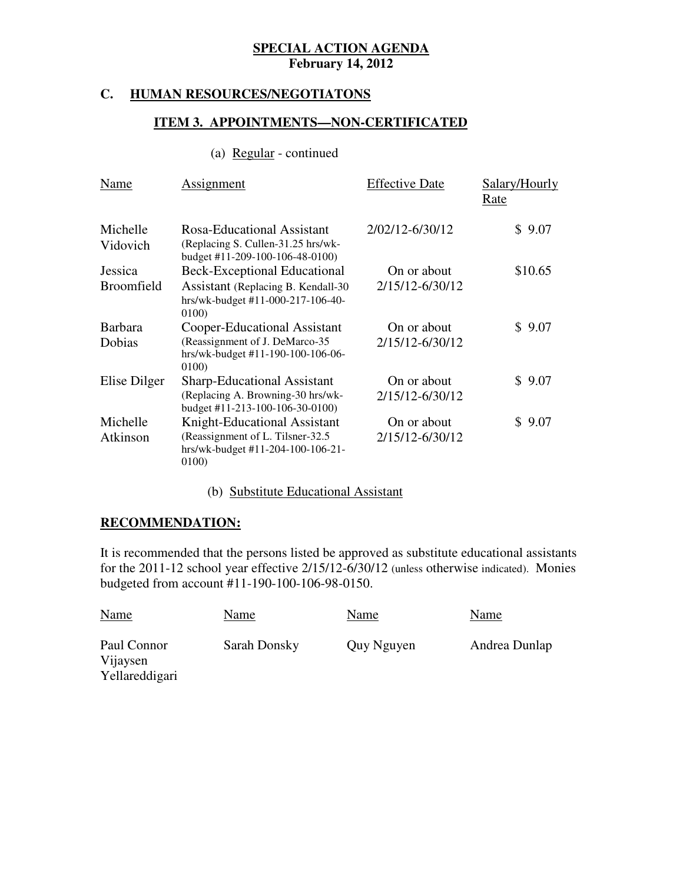**SPECIAL ACTION AGENDA**
**February 14, 2012**

## C. HUMAN RESOURCES/NEGOTIATONS

### ITEM 3. APPOINTMENTS—NON-CERTIFICATED

(a) Regular - continued

| Name | Assignment | Effective Date | Salary/Hourly Rate |
|---|---|---|---|
| Michelle Vidovich | Rosa-Educational Assistant (Replacing S. Cullen-31.25 hrs/wk-budget #11-209-100-106-48-0100) | 2/02/12-6/30/12 | $ 9.07 |
| Jessica Broomfield | Beck-Exceptional Educational Assistant (Replacing B. Kendall-30 hrs/wk-budget #11-000-217-106-40-0100) | On or about 2/15/12-6/30/12 | $10.65 |
| Barbara Dobias | Cooper-Educational Assistant (Reassignment of J. DeMarco-35 hrs/wk-budget #11-190-100-106-06-0100) | On or about 2/15/12-6/30/12 | $ 9.07 |
| Elise Dilger | Sharp-Educational Assistant (Replacing A. Browning-30 hrs/wk-budget #11-213-100-106-30-0100) | On or about 2/15/12-6/30/12 | $ 9.07 |
| Michelle Atkinson | Knight-Educational Assistant (Reassignment of L. Tilsner-32.5 hrs/wk-budget #11-204-100-106-21-0100) | On or about 2/15/12-6/30/12 | $ 9.07 |

(b) Substitute Educational Assistant

**RECOMMENDATION:**

It is recommended that the persons listed be approved as substitute educational assistants for the 2011-12 school year effective 2/15/12-6/30/12 (unless otherwise indicated). Monies budgeted from account #11-190-100-106-98-0150.

| Name | Name | Name | Name |
|---|---|---|---|
| Paul Connor | Sarah Donsky | Quy Nguyen | Andrea Dunlap |
| Vijaysen Yellareddigari | | | |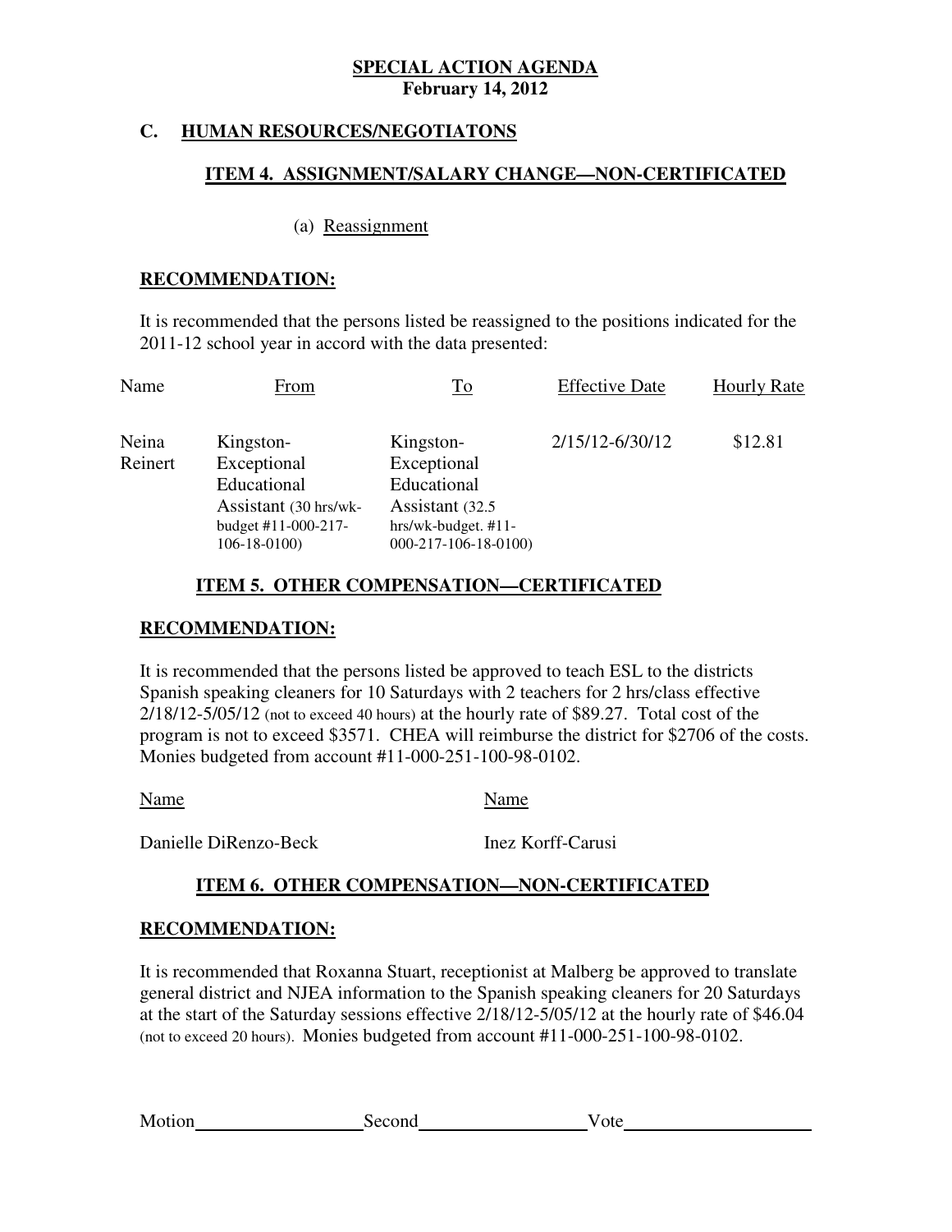**SPECIAL ACTION AGENDA**
**February 14, 2012**

## C. HUMAN RESOURCES/NEGOTIATONS

### ITEM 4. ASSIGNMENT/SALARY CHANGE—NON-CERTIFICATED

(a) Reassignment

**RECOMMENDATION:**

It is recommended that the persons listed be reassigned to the positions indicated for the 2011-12 school year in accord with the data presented:

| Name | From | To | Effective Date | Hourly Rate |
|---|---|---|---|---|
| Neina Reinert | Kingston-Exceptional Educational Assistant (30 hrs/wk-budget #11-000-217-106-18-0100) | Kingston-Exceptional Educational Assistant (32.5 hrs/wk-budget. #11-000-217-106-18-0100) | 2/15/12-6/30/12 | $12.81 |

### ITEM 5. OTHER COMPENSATION—CERTIFICATED

**RECOMMENDATION:**

It is recommended that the persons listed be approved to teach ESL to the districts Spanish speaking cleaners for 10 Saturdays with 2 teachers for 2 hrs/class effective 2/18/12-5/05/12 (not to exceed 40 hours) at the hourly rate of $89.27. Total cost of the program is not to exceed $3571. CHEA will reimburse the district for $2706 of the costs. Monies budgeted from account #11-000-251-100-98-0102.

| Name | Name |
|---|---|
| Danielle DiRenzo-Beck | Inez Korff-Carusi |

### ITEM 6. OTHER COMPENSATION—NON-CERTIFICATED

**RECOMMENDATION:**

It is recommended that Roxanna Stuart, receptionist at Malberg be approved to translate general district and NJEA information to the Spanish speaking cleaners for 20 Saturdays at the start of the Saturday sessions effective 2/18/12-5/05/12 at the hourly rate of $46.04 (not to exceed 20 hours). Monies budgeted from account #11-000-251-100-98-0102.

Motion__________________ Second__________________ Vote____________________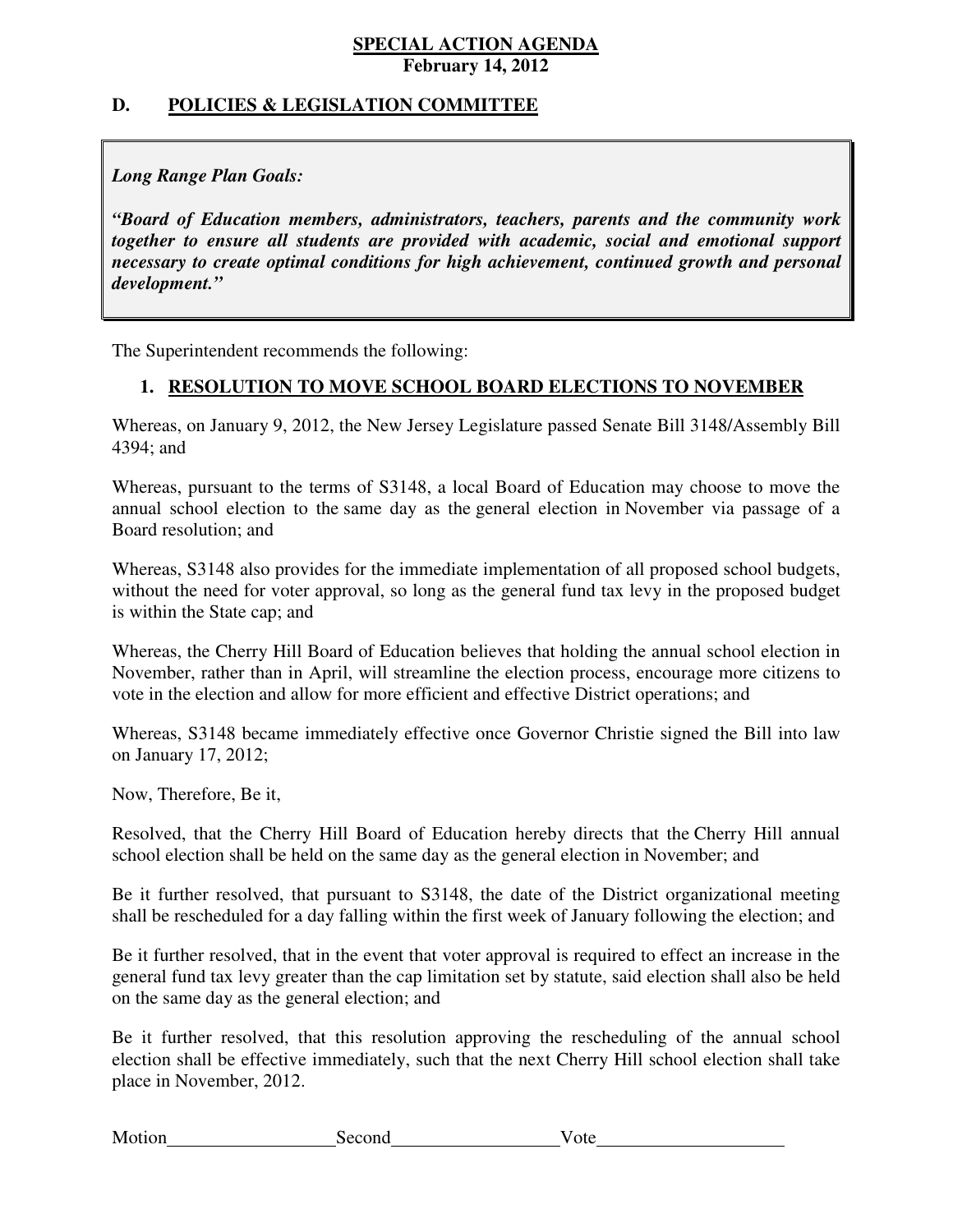**SPECIAL ACTION AGENDA**
**February 14, 2012**

## D. POLICIES & LEGISLATION COMMITTEE

> ***Long Range Plan Goals:***
>
> ***"Board of Education members, administrators, teachers, parents and the community work together to ensure all students are provided with academic, social and emotional support necessary to create optimal conditions for high achievement, continued growth and personal development."***

The Superintendent recommends the following:

### 1. RESOLUTION TO MOVE SCHOOL BOARD ELECTIONS TO NOVEMBER

Whereas, on January 9, 2012, the New Jersey Legislature passed Senate Bill 3148/Assembly Bill 4394; and

Whereas, pursuant to the terms of S3148, a local Board of Education may choose to move the annual school election to the same day as the general election in November via passage of a Board resolution; and

Whereas, S3148 also provides for the immediate implementation of all proposed school budgets, without the need for voter approval, so long as the general fund tax levy in the proposed budget is within the State cap; and

Whereas, the Cherry Hill Board of Education believes that holding the annual school election in November, rather than in April, will streamline the election process, encourage more citizens to vote in the election and allow for more efficient and effective District operations; and

Whereas, S3148 became immediately effective once Governor Christie signed the Bill into law on January 17, 2012;

Now, Therefore, Be it,

Resolved, that the Cherry Hill Board of Education hereby directs that the Cherry Hill annual school election shall be held on the same day as the general election in November; and

Be it further resolved, that pursuant to S3148, the date of the District organizational meeting shall be rescheduled for a day falling within the first week of January following the election; and

Be it further resolved, that in the event that voter approval is required to effect an increase in the general fund tax levy greater than the cap limitation set by statute, said election shall also be held on the same day as the general election; and

Be it further resolved, that this resolution approving the rescheduling of the annual school election shall be effective immediately, such that the next Cherry Hill school election shall take place in November, 2012.

Motion__________________Second__________________Vote____________________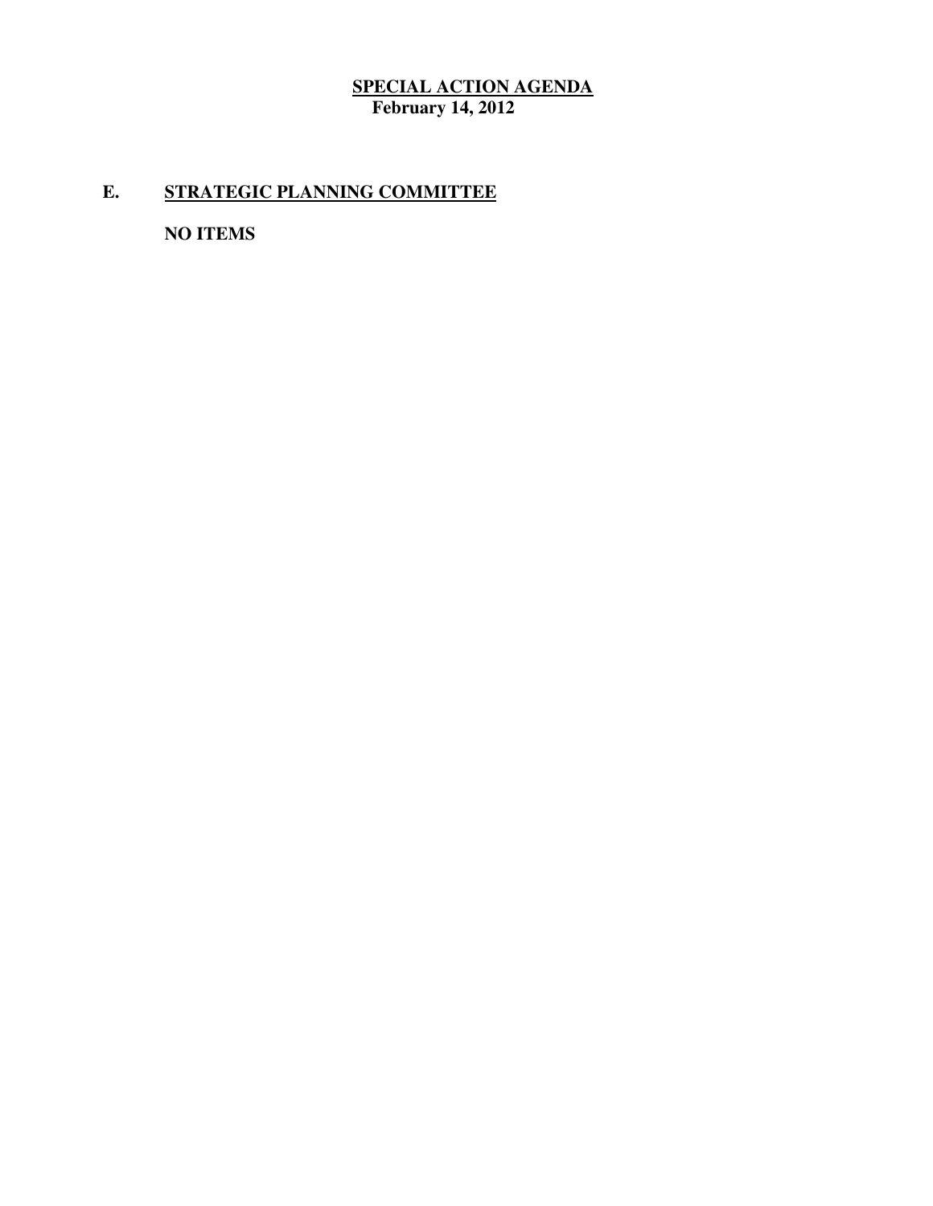**SPECIAL ACTION AGENDA**
**February 14, 2012**

## E. STRATEGIC PLANNING COMMITTEE

**NO ITEMS**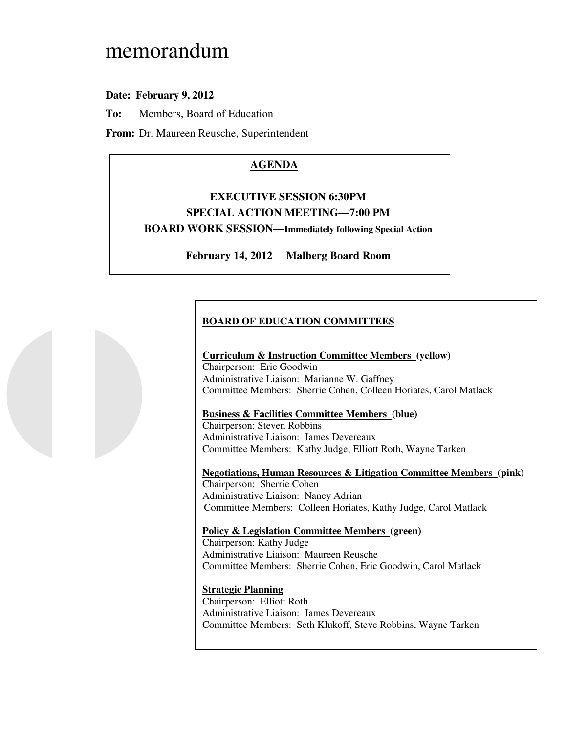# memorandum

**Date: February 9, 2012**

**To:** Members, Board of Education

**From:** Dr. Maureen Reusche, Superintendent

**AGENDA**

**EXECUTIVE SESSION 6:30PM**

**SPECIAL ACTION MEETING—7:00 PM**

**BOARD WORK SESSION—Immediately following Special Action**

**February 14, 2012 Malberg Board Room**

**BOARD OF EDUCATION COMMITTEES**

**Curriculum & Instruction Committee Members (yellow)**
Chairperson: Eric Goodwin
Administrative Liaison: Marianne W. Gaffney
Committee Members: Sherrie Cohen, Colleen Horiates, Carol Matlack

**Business & Facilities Committee Members (blue)**
Chairperson: Steven Robbins
Administrative Liaison: James Devereaux
Committee Members: Kathy Judge, Elliott Roth, Wayne Tarken

**Negotiations, Human Resources & Litigation Committee Members (pink)**
Chairperson: Sherrie Cohen
Administrative Liaison: Nancy Adrian
Committee Members: Colleen Horiates, Kathy Judge, Carol Matlack

**Policy & Legislation Committee Members (green)**
Chairperson: Kathy Judge
Administrative Liaison: Maureen Reusche
Committee Members: Sherrie Cohen, Eric Goodwin, Carol Matlack

**Strategic Planning**
Chairperson: Elliott Roth
Administrative Liaison: James Devereaux
Committee Members: Seth Klukoff, Steve Robbins, Wayne Tarken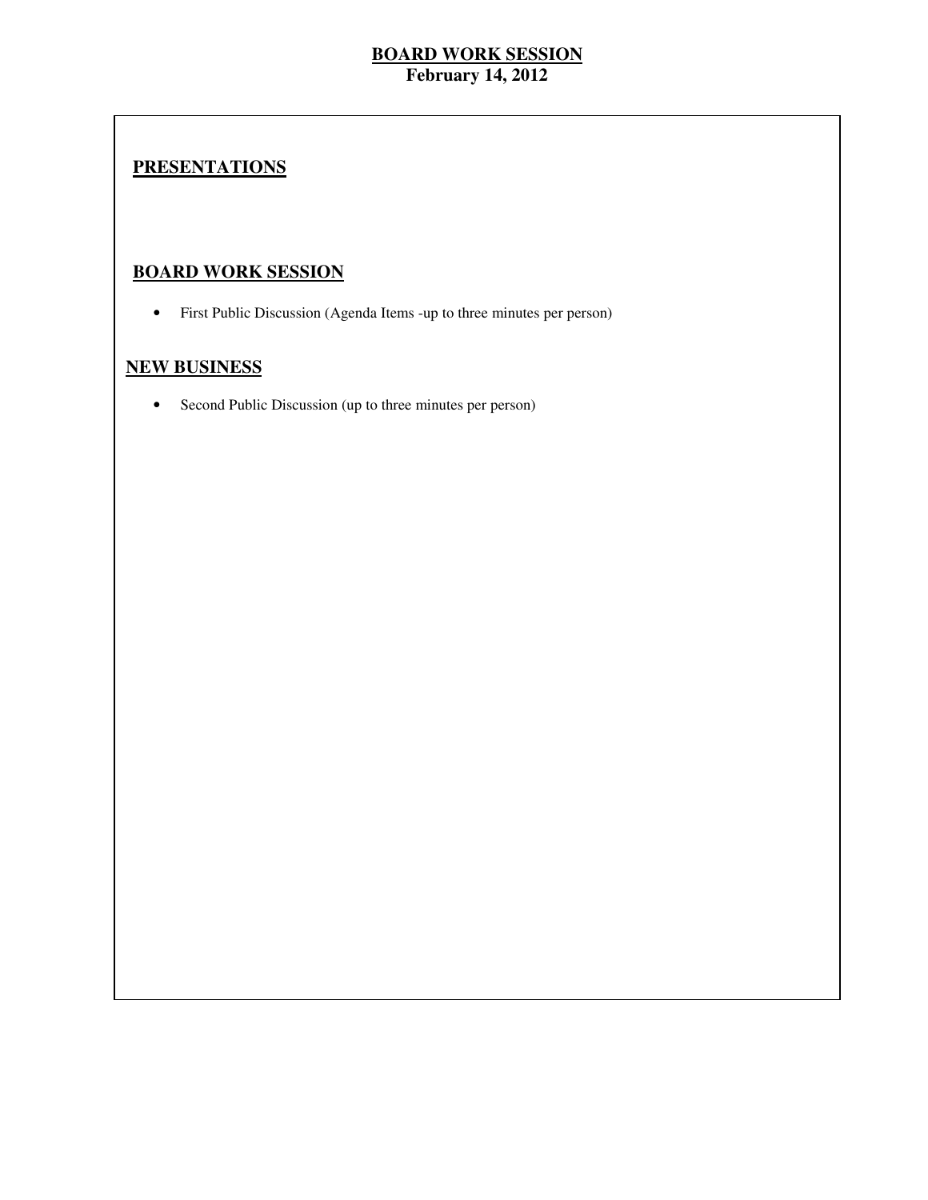# BOARD WORK SESSION

**February 14, 2012**

## PRESENTATIONS

## BOARD WORK SESSION

- First Public Discussion (Agenda Items -up to three minutes per person)

## NEW BUSINESS

- Second Public Discussion (up to three minutes per person)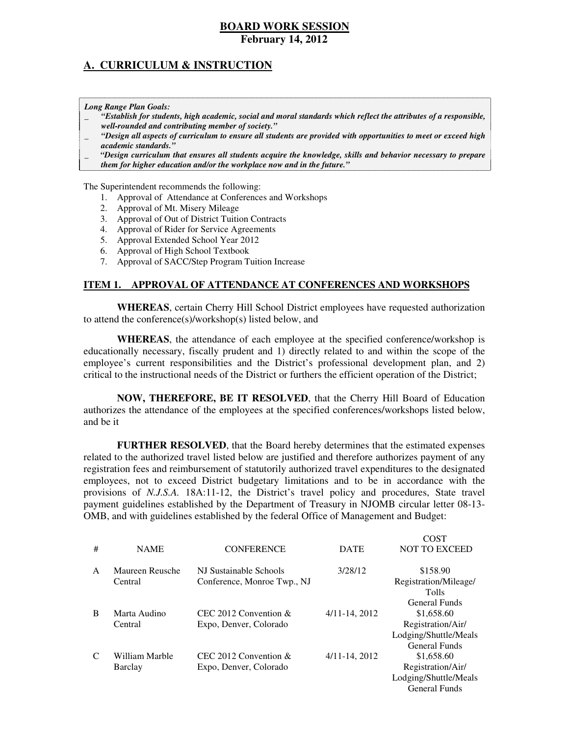# BOARD WORK SESSION

**February 14, 2012**

## A. CURRICULUM & INSTRUCTION

***Long Range Plan Goals:***

- ***"Establish for students, high academic, social and moral standards which reflect the attributes of a responsible, well-rounded and contributing member of society."***
- ***"Design all aspects of curriculum to ensure all students are provided with opportunities to meet or exceed high academic standards."***
- ***"Design curriculum that ensures all students acquire the knowledge, skills and behavior necessary to prepare them for higher education and/or the workplace now and in the future."***

The Superintendent recommends the following:

1. Approval of Attendance at Conferences and Workshops
2. Approval of Mt. Misery Mileage
3. Approval of Out of District Tuition Contracts
4. Approval of Rider for Service Agreements
5. Approval Extended School Year 2012
6. Approval of High School Textbook
7. Approval of SACC/Step Program Tuition Increase

### ITEM 1. APPROVAL OF ATTENDANCE AT CONFERENCES AND WORKSHOPS

**WHEREAS**, certain Cherry Hill School District employees have requested authorization to attend the conference(s)/workshop(s) listed below, and

**WHEREAS**, the attendance of each employee at the specified conference/workshop is educationally necessary, fiscally prudent and 1) directly related to and within the scope of the employee's current responsibilities and the District's professional development plan, and 2) critical to the instructional needs of the District or furthers the efficient operation of the District;

**NOW, THEREFORE, BE IT RESOLVED**, that the Cherry Hill Board of Education authorizes the attendance of the employees at the specified conferences/workshops listed below, and be it

**FURTHER RESOLVED**, that the Board hereby determines that the estimated expenses related to the authorized travel listed below are justified and therefore authorizes payment of any registration fees and reimbursement of statutorily authorized travel expenditures to the designated employees, not to exceed District budgetary limitations and to be in accordance with the provisions of *N.J.S.A.* 18A:11-12, the District's travel policy and procedures, State travel payment guidelines established by the Department of Treasury in NJOMB circular letter 08-13-OMB, and with guidelines established by the federal Office of Management and Budget:

| # | NAME | CONFERENCE | DATE | COST NOT TO EXCEED |
|---|---|---|---|---|
| A | Maureen Reusche<br>Central | NJ Sustainable Schools Conference, Monroe Twp., NJ | 3/28/12 | \$158.90<br>Registration/Mileage/Tolls<br>General Funds |
| B | Marta Audino<br>Central | CEC 2012 Convention & Expo, Denver, Colorado | 4/11-14, 2012 | \$1,658.60<br>Registration/Air/Lodging/Shuttle/Meals<br>General Funds |
| C | William Marble<br>Barclay | CEC 2012 Convention & Expo, Denver, Colorado | 4/11-14, 2012 | \$1,658.60<br>Registration/Air/Lodging/Shuttle/Meals<br>General Funds |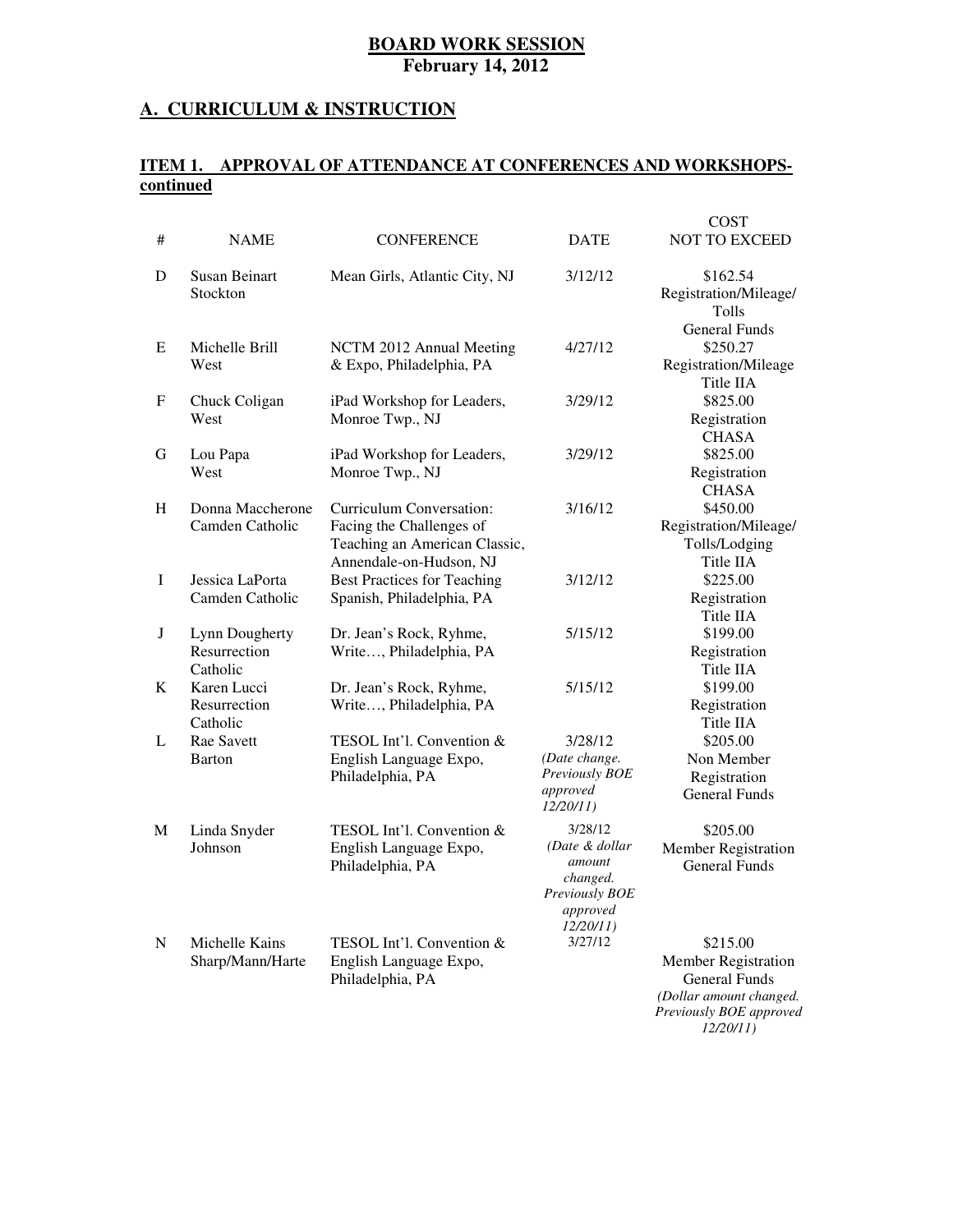**BOARD WORK SESSION**
**February 14, 2012**

## A. CURRICULUM & INSTRUCTION

### ITEM 1. APPROVAL OF ATTENDANCE AT CONFERENCES AND WORKSHOPS-continued

| # | NAME | CONFERENCE | DATE | COST NOT TO EXCEED |
|---|---|---|---|---|
| D | Susan Beinart Stockton | Mean Girls, Atlantic City, NJ | 3/12/12 | $162.54 Registration/Mileage/ Tolls General Funds |
| E | Michelle Brill West | NCTM 2012 Annual Meeting & Expo, Philadelphia, PA | 4/27/12 | $250.27 Registration/Mileage Title IIA |
| F | Chuck Coligan West | iPad Workshop for Leaders, Monroe Twp., NJ | 3/29/12 | $825.00 Registration CHASA |
| G | Lou Papa West | iPad Workshop for Leaders, Monroe Twp., NJ | 3/29/12 | $825.00 Registration CHASA |
| H | Donna Maccherone Camden Catholic | Curriculum Conversation: Facing the Challenges of Teaching an American Classic, Annendale-on-Hudson, NJ | 3/16/12 | $450.00 Registration/Mileage/ Tolls/Lodging Title IIA |
| I | Jessica LaPorta Camden Catholic | Best Practices for Teaching Spanish, Philadelphia, PA | 3/12/12 | $225.00 Registration Title IIA |
| J | Lynn Dougherty Resurrection Catholic | Dr. Jean's Rock, Ryhme, Write…, Philadelphia, PA | 5/15/12 | $199.00 Registration Title IIA |
| K | Karen Lucci Resurrection Catholic | Dr. Jean's Rock, Ryhme, Write…, Philadelphia, PA | 5/15/12 | $199.00 Registration Title IIA |
| L | Rae Savett Barton | TESOL Int'l. Convention & English Language Expo, Philadelphia, PA | 3/28/12 *(Date change. Previously BOE approved 12/20/11)* | $205.00 Non Member Registration General Funds |
| M | Linda Snyder Johnson | TESOL Int'l. Convention & English Language Expo, Philadelphia, PA | 3/28/12 *(Date & dollar amount changed. Previously BOE approved 12/20/11)* | $205.00 Member Registration General Funds |
| N | Michelle Kains Sharp/Mann/Harte | TESOL Int'l. Convention & English Language Expo, Philadelphia, PA | 3/27/12 | $215.00 Member Registration General Funds *(Dollar amount changed. Previously BOE approved 12/20/11)* |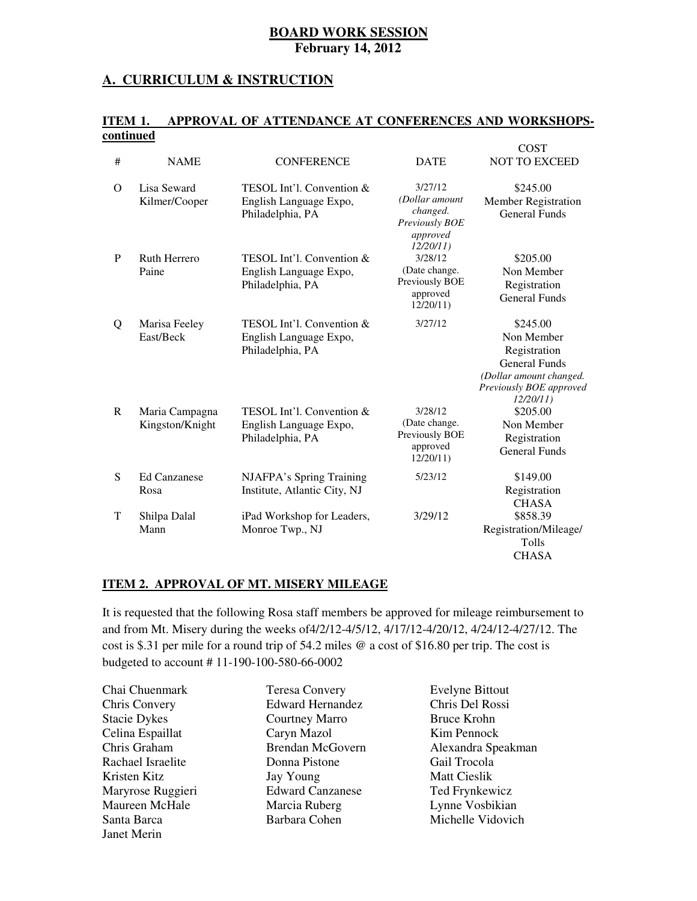**BOARD WORK SESSION**
**February 14, 2012**

## A. CURRICULUM & INSTRUCTION

### ITEM 1. APPROVAL OF ATTENDANCE AT CONFERENCES AND WORKSHOPS-continued

| # | NAME | CONFERENCE | DATE | COST NOT TO EXCEED |
|---|---|---|---|---|
| O | Lisa Seward Kilmer/Cooper | TESOL Int'l. Convention & English Language Expo, Philadelphia, PA | 3/27/12 *(Dollar amount changed. Previously BOE approved 12/20/11)* | $245.00 Member Registration General Funds |
| P | Ruth Herrero Paine | TESOL Int'l. Convention & English Language Expo, Philadelphia, PA | 3/28/12 (Date change. Previously BOE approved 12/20/11) | $205.00 Non Member Registration General Funds |
| Q | Marisa Feeley East/Beck | TESOL Int'l. Convention & English Language Expo, Philadelphia, PA | 3/27/12 | $245.00 Non Member Registration General Funds *(Dollar amount changed. Previously BOE approved 12/20/11)* |
| R | Maria Campagna Kingston/Knight | TESOL Int'l. Convention & English Language Expo, Philadelphia, PA | 3/28/12 (Date change. Previously BOE approved 12/20/11) | $205.00 Non Member Registration General Funds |
| S | Ed Canzanese Rosa | NJAFPA's Spring Training Institute, Atlantic City, NJ | 5/23/12 | $149.00 Registration CHASA |
| T | Shilpa Dalal Mann | iPad Workshop for Leaders, Monroe Twp., NJ | 3/29/12 | $858.39 Registration/Mileage/ Tolls CHASA |

### ITEM 2. APPROVAL OF MT. MISERY MILEAGE

It is requested that the following Rosa staff members be approved for mileage reimbursement to and from Mt. Misery during the weeks of4/2/12-4/5/12, 4/17/12-4/20/12, 4/24/12-4/27/12. The cost is $.31 per mile for a round trip of 54.2 miles @ a cost of $16.80 per trip. The cost is budgeted to account # 11-190-100-580-66-0002

| | | |
|---|---|---|
| Chai Chuenmark | Teresa Convery | Evelyne Bittout |
| Chris Convery | Edward Hernandez | Chris Del Rossi |
| Stacie Dykes | Courtney Marro | Bruce Krohn |
| Celina Espaillat | Caryn Mazol | Kim Pennock |
| Chris Graham | Brendan McGovern | Alexandra Speakman |
| Rachael Israelite | Donna Pistone | Gail Trocola |
| Kristen Kitz | Jay Young | Matt Cieslik |
| Maryrose Ruggieri | Edward Canzanese | Ted Frynkewicz |
| Maureen McHale | Marcia Ruberg | Lynne Vosbikian |
| Santa Barca | Barbara Cohen | Michelle Vidovich |
| Janet Merin | | |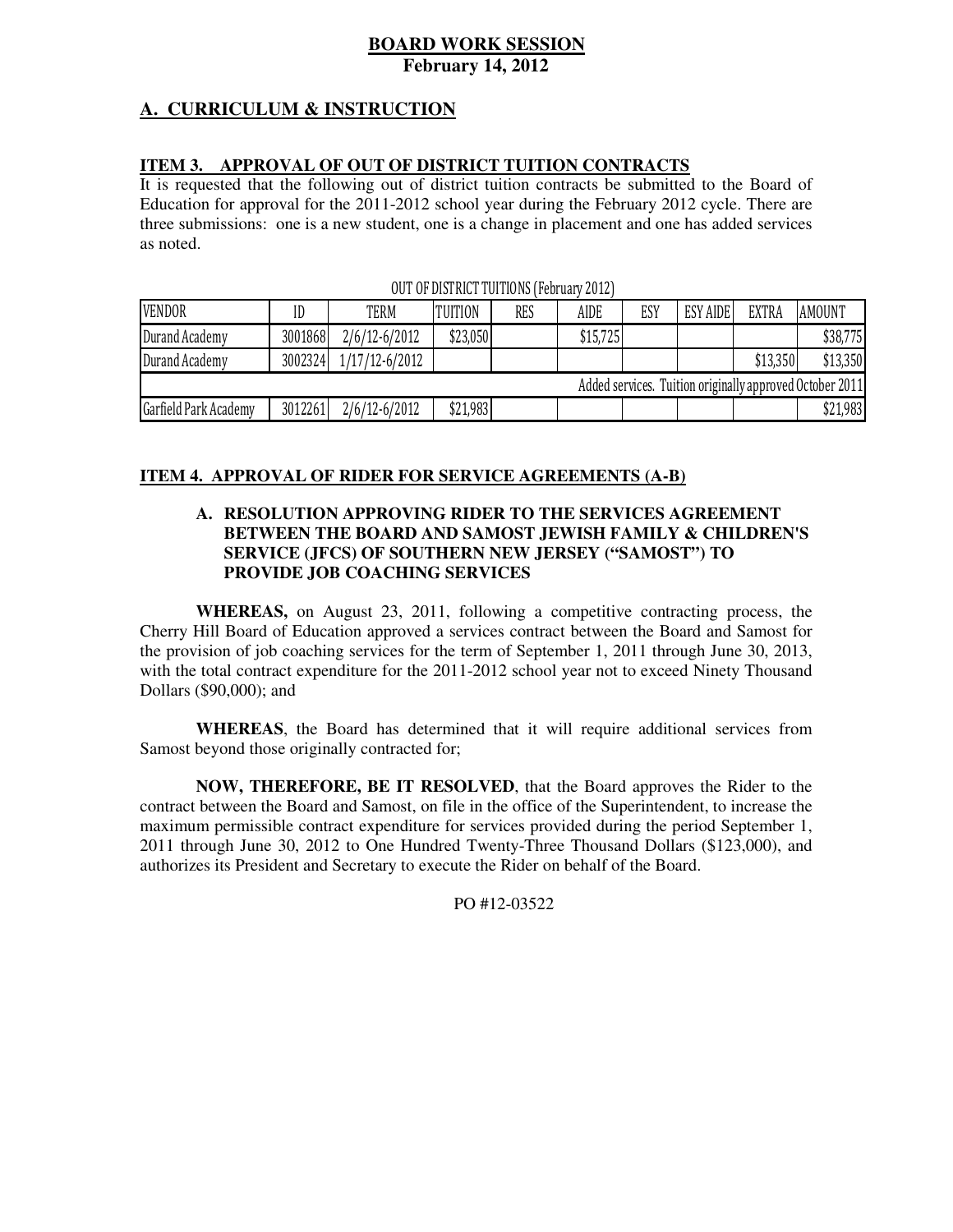## A. CURRICULUM & INSTRUCTION

### ITEM 3. APPROVAL OF OUT OF DISTRICT TUITION CONTRACTS

It is requested that the following out of district tuition contracts be submitted to the Board of Education for approval for the 2011-2012 school year during the February 2012 cycle. There are three submissions: one is a new student, one is a change in placement and one has added services as noted.

OUT OF DISTRICT TUITIONS (February 2012)

| VENDOR | ID | TERM | TUITION | RES | AIDE | ESY | ESY AIDE | EXTRA | AMOUNT |
|---|---|---|---|---|---|---|---|---|---|
| Durand Academy | 3001868 | 2/6/12-6/2012 | $23,050 | | $15,725 | | | | $38,775 |
| Durand Academy | 3002324 | 1/17/12-6/2012 | | | | | | $13,350 | $13,350 |
| Added services. Tuition originally approved October 2011 | | | | | | | | | |
| Garfield Park Academy | 3012261 | 2/6/12-6/2012 | $21,983 | | | | | | $21,983 |

### ITEM 4. APPROVAL OF RIDER FOR SERVICE AGREEMENTS (A-B)

#### A. RESOLUTION APPROVING RIDER TO THE SERVICES AGREEMENT BETWEEN THE BOARD AND SAMOST JEWISH FAMILY & CHILDREN'S SERVICE (JFCS) OF SOUTHERN NEW JERSEY ("SAMOST") TO PROVIDE JOB COACHING SERVICES

**WHEREAS,** on August 23, 2011, following a competitive contracting process, the Cherry Hill Board of Education approved a services contract between the Board and Samost for the provision of job coaching services for the term of September 1, 2011 through June 30, 2013, with the total contract expenditure for the 2011-2012 school year not to exceed Ninety Thousand Dollars ($90,000); and

**WHEREAS**, the Board has determined that it will require additional services from Samost beyond those originally contracted for;

**NOW, THEREFORE, BE IT RESOLVED**, that the Board approves the Rider to the contract between the Board and Samost, on file in the office of the Superintendent, to increase the maximum permissible contract expenditure for services provided during the period September 1, 2011 through June 30, 2012 to One Hundred Twenty-Three Thousand Dollars ($123,000), and authorizes its President and Secretary to execute the Rider on behalf of the Board.

PO #12-03522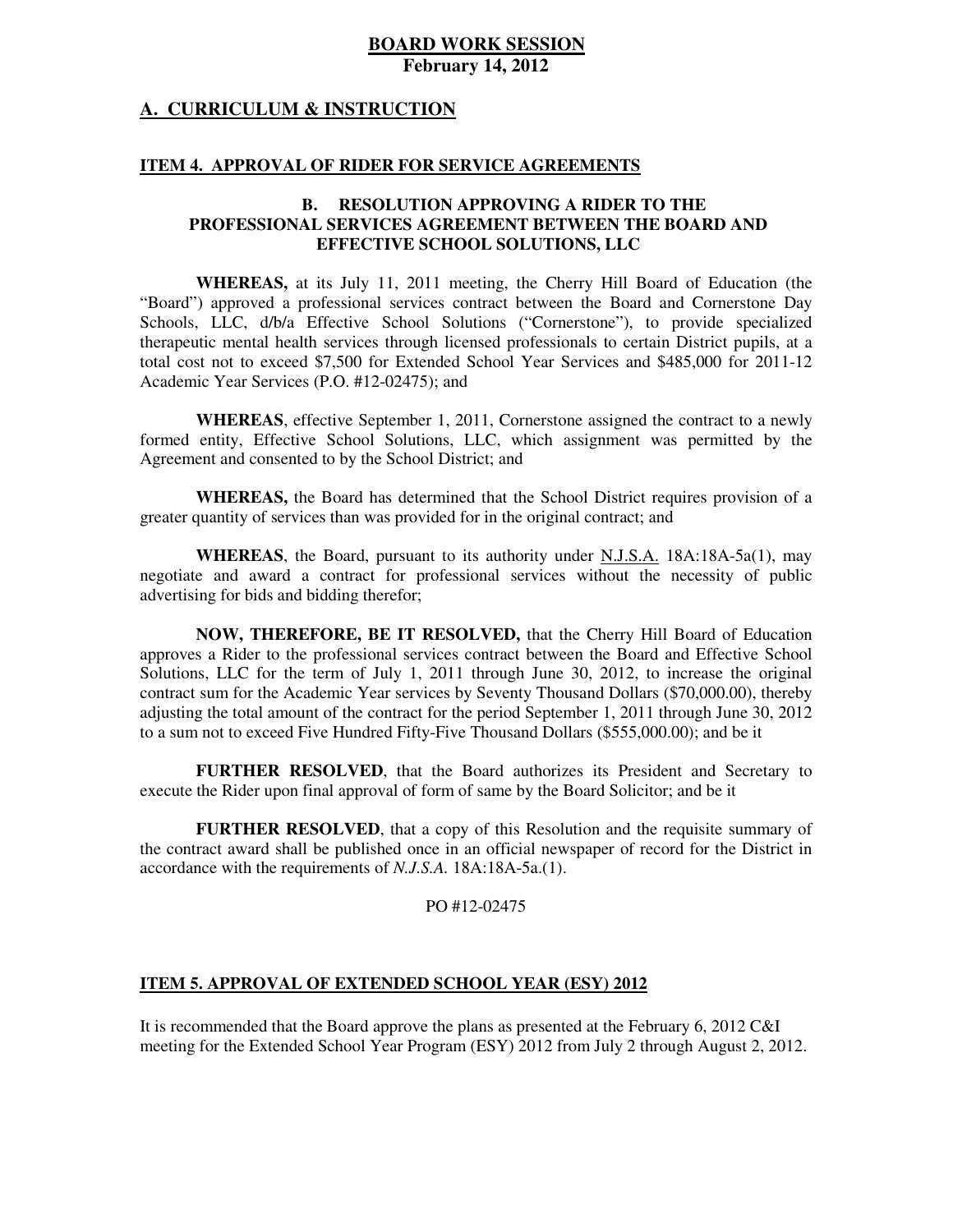**BOARD WORK SESSION**
**February 14, 2012**

## A. CURRICULUM & INSTRUCTION

### ITEM 4. APPROVAL OF RIDER FOR SERVICE AGREEMENTS

**B. RESOLUTION APPROVING A RIDER TO THE PROFESSIONAL SERVICES AGREEMENT BETWEEN THE BOARD AND EFFECTIVE SCHOOL SOLUTIONS, LLC**

**WHEREAS,** at its July 11, 2011 meeting, the Cherry Hill Board of Education (the "Board") approved a professional services contract between the Board and Cornerstone Day Schools, LLC, d/b/a Effective School Solutions ("Cornerstone"), to provide specialized therapeutic mental health services through licensed professionals to certain District pupils, at a total cost not to exceed $7,500 for Extended School Year Services and $485,000 for 2011-12 Academic Year Services (P.O. #12-02475); and

**WHEREAS**, effective September 1, 2011, Cornerstone assigned the contract to a newly formed entity, Effective School Solutions, LLC, which assignment was permitted by the Agreement and consented to by the School District; and

**WHEREAS,** the Board has determined that the School District requires provision of a greater quantity of services than was provided for in the original contract; and

**WHEREAS**, the Board, pursuant to its authority under N.J.S.A. 18A:18A-5a(1), may negotiate and award a contract for professional services without the necessity of public advertising for bids and bidding therefor;

**NOW, THEREFORE, BE IT RESOLVED,** that the Cherry Hill Board of Education approves a Rider to the professional services contract between the Board and Effective School Solutions, LLC for the term of July 1, 2011 through June 30, 2012, to increase the original contract sum for the Academic Year services by Seventy Thousand Dollars ($70,000.00), thereby adjusting the total amount of the contract for the period September 1, 2011 through June 30, 2012 to a sum not to exceed Five Hundred Fifty-Five Thousand Dollars ($555,000.00); and be it

**FURTHER RESOLVED**, that the Board authorizes its President and Secretary to execute the Rider upon final approval of form of same by the Board Solicitor; and be it

**FURTHER RESOLVED**, that a copy of this Resolution and the requisite summary of the contract award shall be published once in an official newspaper of record for the District in accordance with the requirements of *N.J.S.A.* 18A:18A-5a.(1).

PO #12-02475

### ITEM 5. APPROVAL OF EXTENDED SCHOOL YEAR (ESY) 2012

It is recommended that the Board approve the plans as presented at the February 6, 2012 C&I meeting for the Extended School Year Program (ESY) 2012 from July 2 through August 2, 2012.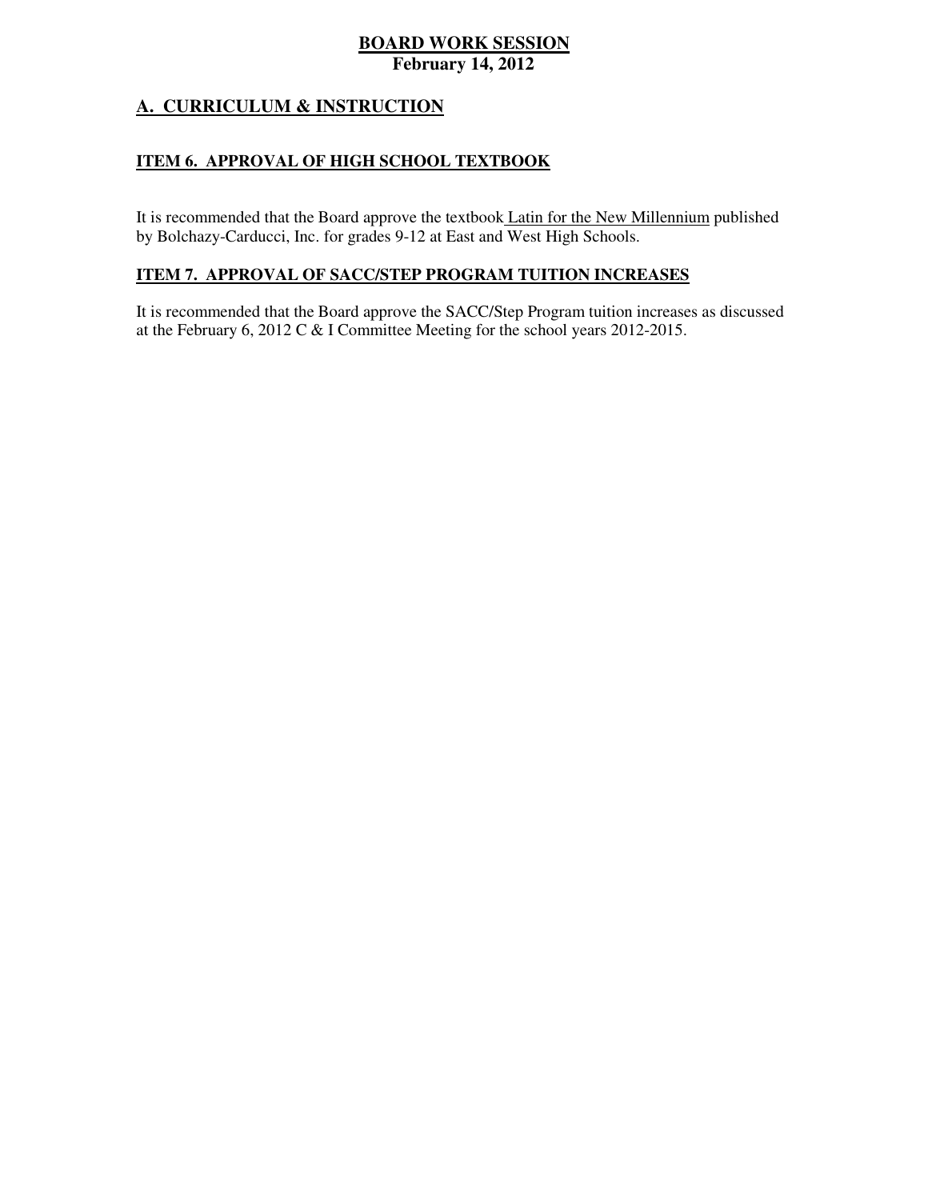**BOARD WORK SESSION**
**February 14, 2012**

## A. CURRICULUM & INSTRUCTION

### ITEM 6. APPROVAL OF HIGH SCHOOL TEXTBOOK

It is recommended that the Board approve the textbook Latin for the New Millennium published by Bolchazy-Carducci, Inc. for grades 9-12 at East and West High Schools.

### ITEM 7. APPROVAL OF SACC/STEP PROGRAM TUITION INCREASES

It is recommended that the Board approve the SACC/Step Program tuition increases as discussed at the February 6, 2012 C & I Committee Meeting for the school years 2012-2015.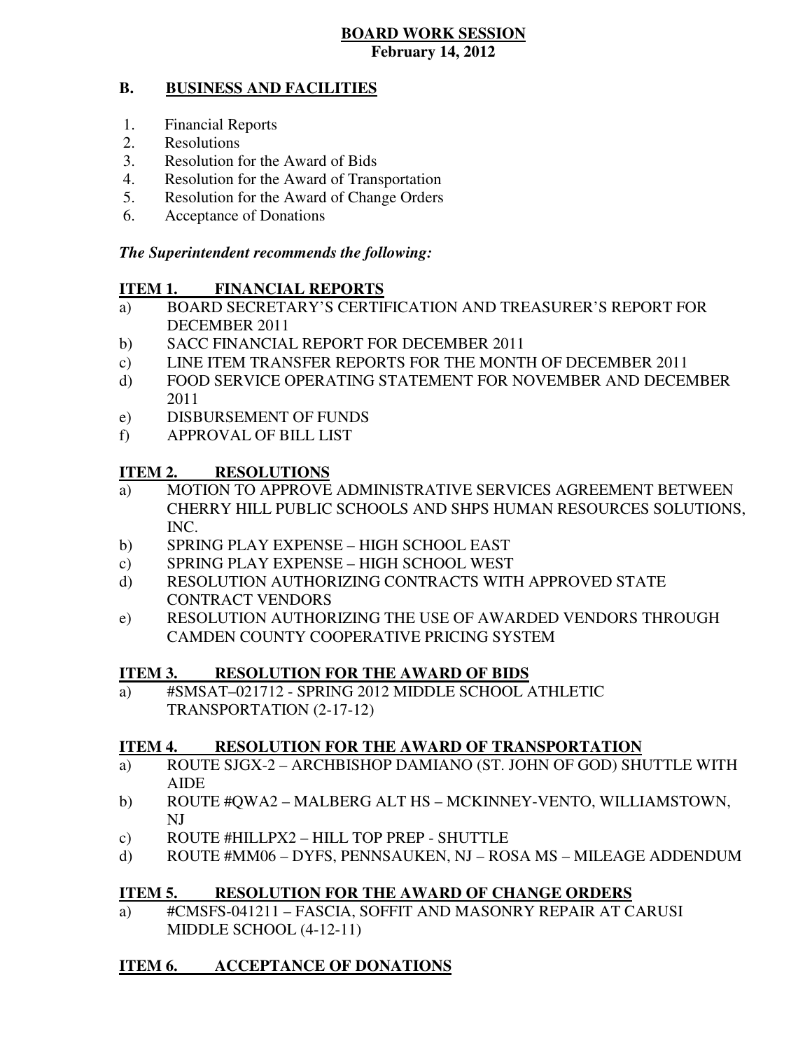# BOARD WORK SESSION
**February 14, 2012**

## B. BUSINESS AND FACILITIES

1. Financial Reports
2. Resolutions
3. Resolution for the Award of Bids
4. Resolution for the Award of Transportation
5. Resolution for the Award of Change Orders
6. Acceptance of Donations

***The Superintendent recommends the following:***

### ITEM 1. FINANCIAL REPORTS

a) BOARD SECRETARY'S CERTIFICATION AND TREASURER'S REPORT FOR DECEMBER 2011
b) SACC FINANCIAL REPORT FOR DECEMBER 2011
c) LINE ITEM TRANSFER REPORTS FOR THE MONTH OF DECEMBER 2011
d) FOOD SERVICE OPERATING STATEMENT FOR NOVEMBER AND DECEMBER 2011
e) DISBURSEMENT OF FUNDS
f) APPROVAL OF BILL LIST

### ITEM 2. RESOLUTIONS

a) MOTION TO APPROVE ADMINISTRATIVE SERVICES AGREEMENT BETWEEN CHERRY HILL PUBLIC SCHOOLS AND SHPS HUMAN RESOURCES SOLUTIONS, INC.
b) SPRING PLAY EXPENSE – HIGH SCHOOL EAST
c) SPRING PLAY EXPENSE – HIGH SCHOOL WEST
d) RESOLUTION AUTHORIZING CONTRACTS WITH APPROVED STATE CONTRACT VENDORS
e) RESOLUTION AUTHORIZING THE USE OF AWARDED VENDORS THROUGH CAMDEN COUNTY COOPERATIVE PRICING SYSTEM

### ITEM 3. RESOLUTION FOR THE AWARD OF BIDS

a) #SMSAT–021712 - SPRING 2012 MIDDLE SCHOOL ATHLETIC TRANSPORTATION (2-17-12)

### ITEM 4. RESOLUTION FOR THE AWARD OF TRANSPORTATION

a) ROUTE SJGX-2 – ARCHBISHOP DAMIANO (ST. JOHN OF GOD) SHUTTLE WITH AIDE
b) ROUTE #QWA2 – MALBERG ALT HS – MCKINNEY-VENTO, WILLIAMSTOWN, NJ
c) ROUTE #HILLPX2 – HILL TOP PREP - SHUTTLE
d) ROUTE #MM06 – DYFS, PENNSAUKEN, NJ – ROSA MS – MILEAGE ADDENDUM

### ITEM 5. RESOLUTION FOR THE AWARD OF CHANGE ORDERS

a) #CMSFS-041211 – FASCIA, SOFFIT AND MASONRY REPAIR AT CARUSI MIDDLE SCHOOL (4-12-11)

### ITEM 6. ACCEPTANCE OF DONATIONS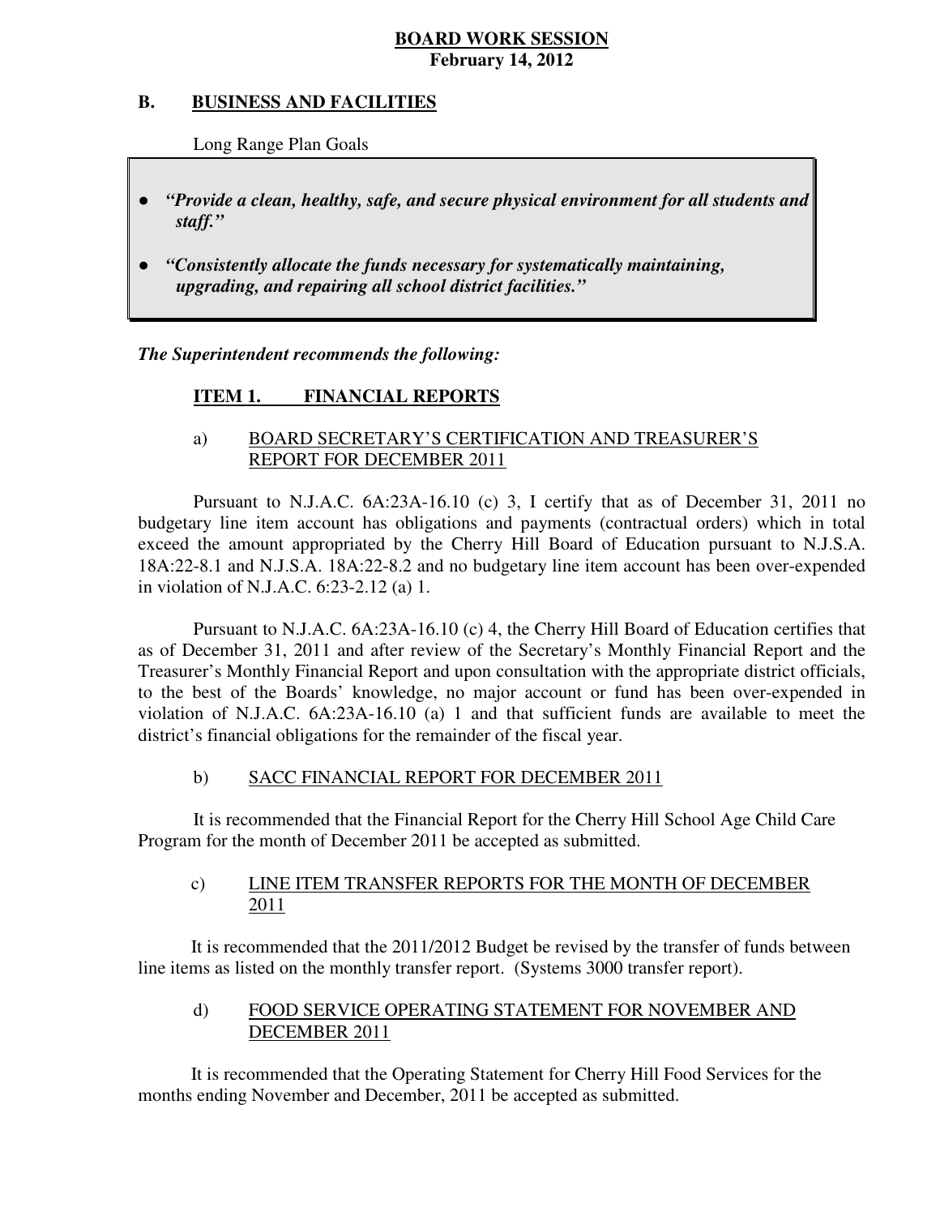# BOARD WORK SESSION
**February 14, 2012**

## B. BUSINESS AND FACILITIES

Long Range Plan Goals

- ***"Provide a clean, healthy, safe, and secure physical environment for all students and staff."***
- ***"Consistently allocate the funds necessary for systematically maintaining, upgrading, and repairing all school district facilities."***

***The Superintendent recommends the following:***

### ITEM 1. FINANCIAL REPORTS

#### a) BOARD SECRETARY'S CERTIFICATION AND TREASURER'S REPORT FOR DECEMBER 2011

Pursuant to N.J.A.C. 6A:23A-16.10 (c) 3, I certify that as of December 31, 2011 no budgetary line item account has obligations and payments (contractual orders) which in total exceed the amount appropriated by the Cherry Hill Board of Education pursuant to N.J.S.A. 18A:22-8.1 and N.J.S.A. 18A:22-8.2 and no budgetary line item account has been over-expended in violation of N.J.A.C. 6:23-2.12 (a) 1.

Pursuant to N.J.A.C. 6A:23A-16.10 (c) 4, the Cherry Hill Board of Education certifies that as of December 31, 2011 and after review of the Secretary's Monthly Financial Report and the Treasurer's Monthly Financial Report and upon consultation with the appropriate district officials, to the best of the Boards' knowledge, no major account or fund has been over-expended in violation of N.J.A.C. 6A:23A-16.10 (a) 1 and that sufficient funds are available to meet the district's financial obligations for the remainder of the fiscal year.

#### b) SACC FINANCIAL REPORT FOR DECEMBER 2011

It is recommended that the Financial Report for the Cherry Hill School Age Child Care Program for the month of December 2011 be accepted as submitted.

#### c) LINE ITEM TRANSFER REPORTS FOR THE MONTH OF DECEMBER 2011

It is recommended that the 2011/2012 Budget be revised by the transfer of funds between line items as listed on the monthly transfer report. (Systems 3000 transfer report).

#### d) FOOD SERVICE OPERATING STATEMENT FOR NOVEMBER AND DECEMBER 2011

It is recommended that the Operating Statement for Cherry Hill Food Services for the months ending November and December, 2011 be accepted as submitted.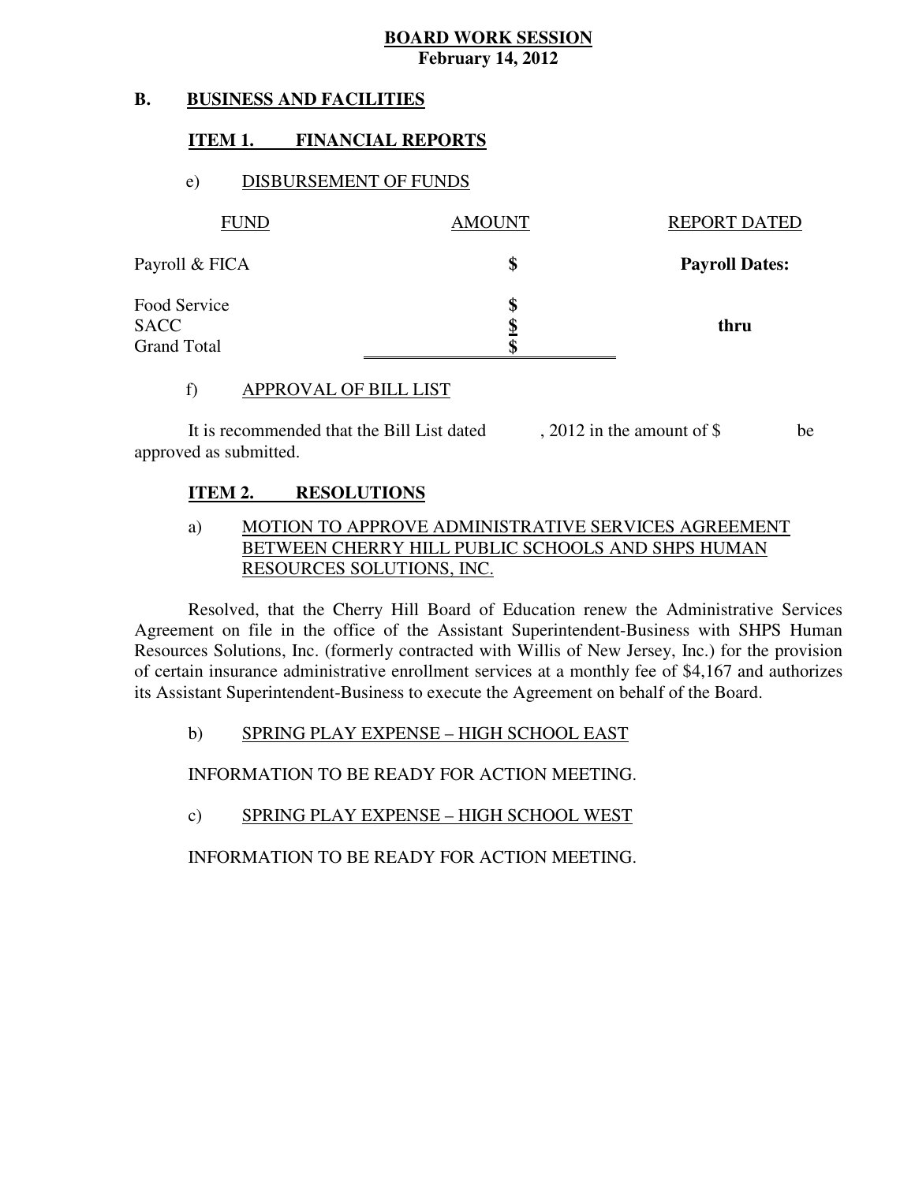**BOARD WORK SESSION**
**February 14, 2012**

## B. BUSINESS AND FACILITIES

### ITEM 1. FINANCIAL REPORTS

e) DISBURSEMENT OF FUNDS

| FUND | AMOUNT | REPORT DATED |
|---|---|---|
| Payroll & FICA | $ | **Payroll Dates:** |
| Food Service | $ | |
| SACC | $ | **thru** |
| Grand Total | $ | |

f) APPROVAL OF BILL LIST

It is recommended that the Bill List dated , 2012 in the amount of $ be approved as submitted.

### ITEM 2. RESOLUTIONS

a) MOTION TO APPROVE ADMINISTRATIVE SERVICES AGREEMENT BETWEEN CHERRY HILL PUBLIC SCHOOLS AND SHPS HUMAN RESOURCES SOLUTIONS, INC.

Resolved, that the Cherry Hill Board of Education renew the Administrative Services Agreement on file in the office of the Assistant Superintendent-Business with SHPS Human Resources Solutions, Inc. (formerly contracted with Willis of New Jersey, Inc.) for the provision of certain insurance administrative enrollment services at a monthly fee of $4,167 and authorizes its Assistant Superintendent-Business to execute the Agreement on behalf of the Board.

b) SPRING PLAY EXPENSE – HIGH SCHOOL EAST

INFORMATION TO BE READY FOR ACTION MEETING.

c) SPRING PLAY EXPENSE – HIGH SCHOOL WEST

INFORMATION TO BE READY FOR ACTION MEETING.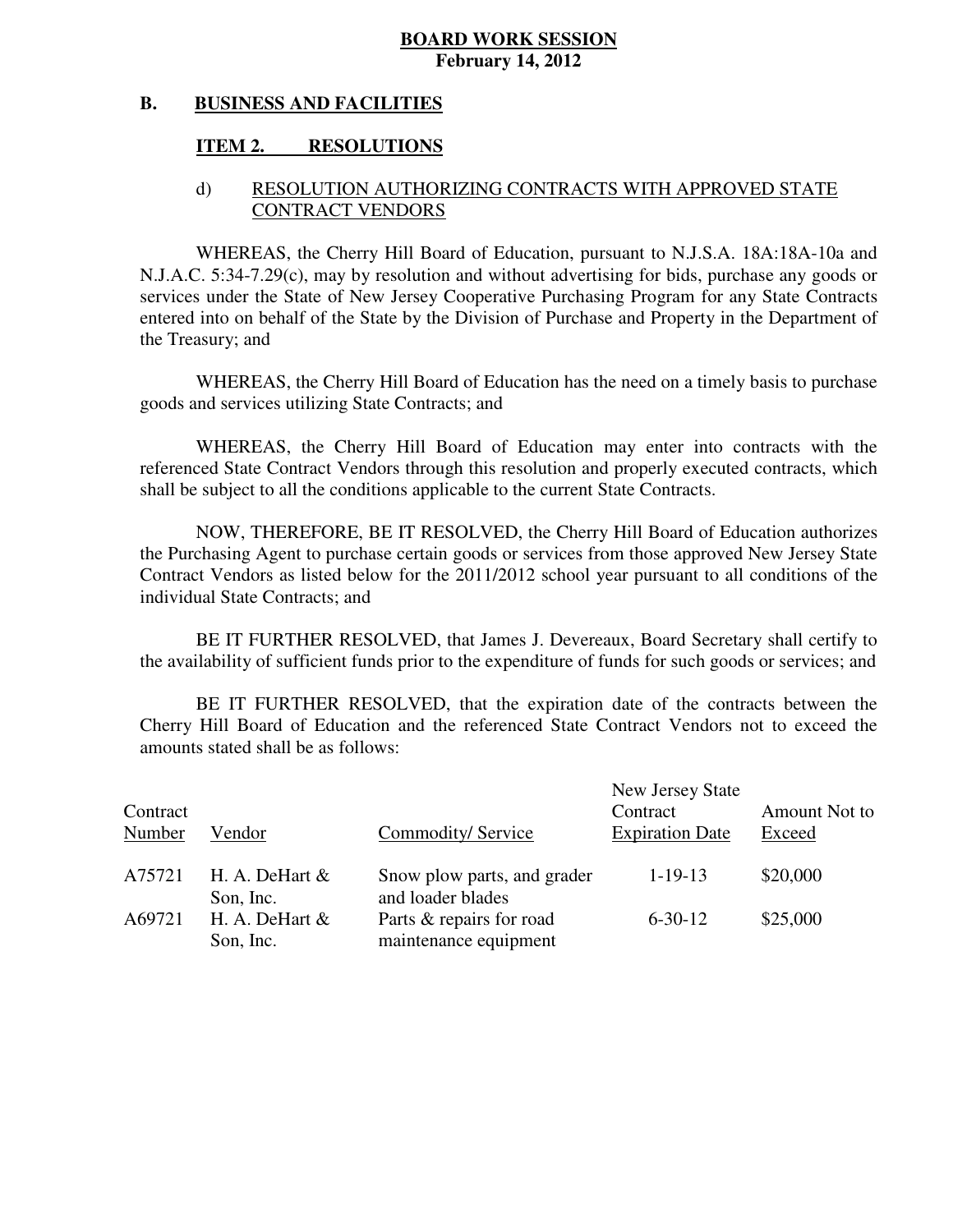**BOARD WORK SESSION**
**February 14, 2012**

**B. BUSINESS AND FACILITIES**

**ITEM 2. RESOLUTIONS**

d) RESOLUTION AUTHORIZING CONTRACTS WITH APPROVED STATE CONTRACT VENDORS

WHEREAS, the Cherry Hill Board of Education, pursuant to N.J.S.A. 18A:18A-10a and N.J.A.C. 5:34-7.29(c), may by resolution and without advertising for bids, purchase any goods or services under the State of New Jersey Cooperative Purchasing Program for any State Contracts entered into on behalf of the State by the Division of Purchase and Property in the Department of the Treasury; and

WHEREAS, the Cherry Hill Board of Education has the need on a timely basis to purchase goods and services utilizing State Contracts; and

WHEREAS, the Cherry Hill Board of Education may enter into contracts with the referenced State Contract Vendors through this resolution and properly executed contracts, which shall be subject to all the conditions applicable to the current State Contracts.

NOW, THEREFORE, BE IT RESOLVED, the Cherry Hill Board of Education authorizes the Purchasing Agent to purchase certain goods or services from those approved New Jersey State Contract Vendors as listed below for the 2011/2012 school year pursuant to all conditions of the individual State Contracts; and

BE IT FURTHER RESOLVED, that James J. Devereaux, Board Secretary shall certify to the availability of sufficient funds prior to the expenditure of funds for such goods or services; and

BE IT FURTHER RESOLVED, that the expiration date of the contracts between the Cherry Hill Board of Education and the referenced State Contract Vendors not to exceed the amounts stated shall be as follows:

| Contract Number | Vendor | Commodity/ Service | New Jersey State Contract Expiration Date | Amount Not to Exceed |
|---|---|---|---|---|
| A75721 | H. A. DeHart & Son, Inc. | Snow plow parts, and grader and loader blades | 1-19-13 | $20,000 |
| A69721 | H. A. DeHart & Son, Inc. | Parts & repairs for road maintenance equipment | 6-30-12 | $25,000 |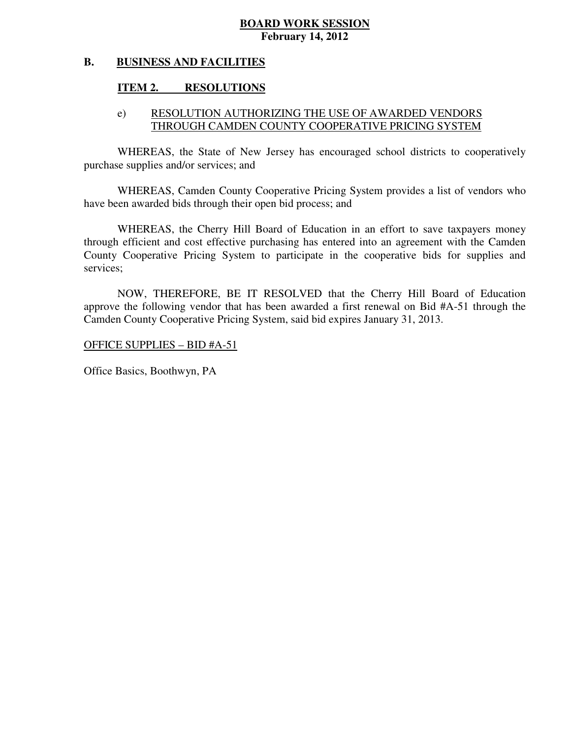**BOARD WORK SESSION**
**February 14, 2012**

**B. BUSINESS AND FACILITIES**

**ITEM 2. RESOLUTIONS**

e) RESOLUTION AUTHORIZING THE USE OF AWARDED VENDORS THROUGH CAMDEN COUNTY COOPERATIVE PRICING SYSTEM

WHEREAS, the State of New Jersey has encouraged school districts to cooperatively purchase supplies and/or services; and

WHEREAS, Camden County Cooperative Pricing System provides a list of vendors who have been awarded bids through their open bid process; and

WHEREAS, the Cherry Hill Board of Education in an effort to save taxpayers money through efficient and cost effective purchasing has entered into an agreement with the Camden County Cooperative Pricing System to participate in the cooperative bids for supplies and services;

NOW, THEREFORE, BE IT RESOLVED that the Cherry Hill Board of Education approve the following vendor that has been awarded a first renewal on Bid #A-51 through the Camden County Cooperative Pricing System, said bid expires January 31, 2013.

OFFICE SUPPLIES – BID #A-51

Office Basics, Boothwyn, PA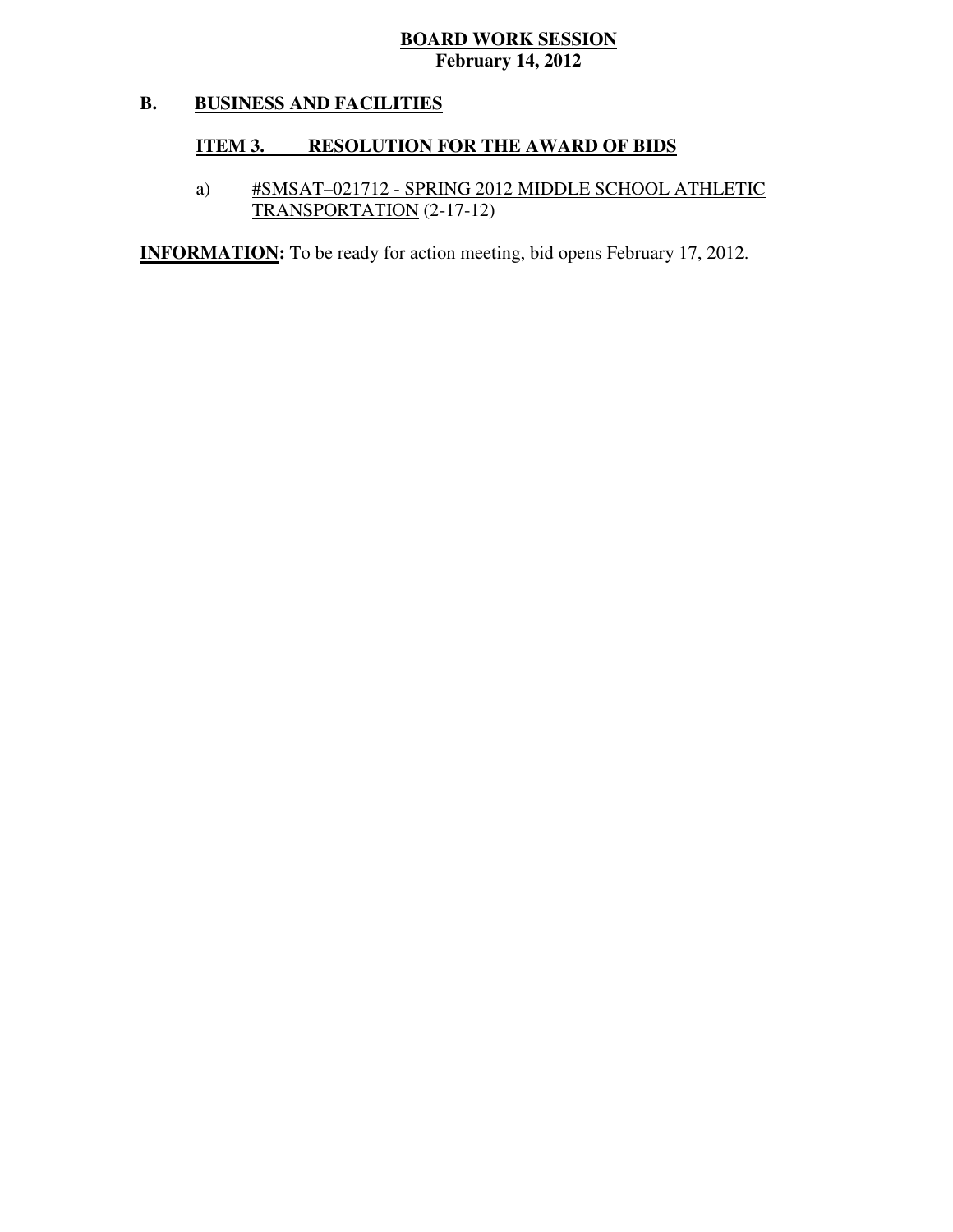**BOARD WORK SESSION**
**February 14, 2012**

## B. BUSINESS AND FACILITIES

### ITEM 3. RESOLUTION FOR THE AWARD OF BIDS

a) #SMSAT–021712 - SPRING 2012 MIDDLE SCHOOL ATHLETIC TRANSPORTATION (2-17-12)

**INFORMATION:** To be ready for action meeting, bid opens February 17, 2012.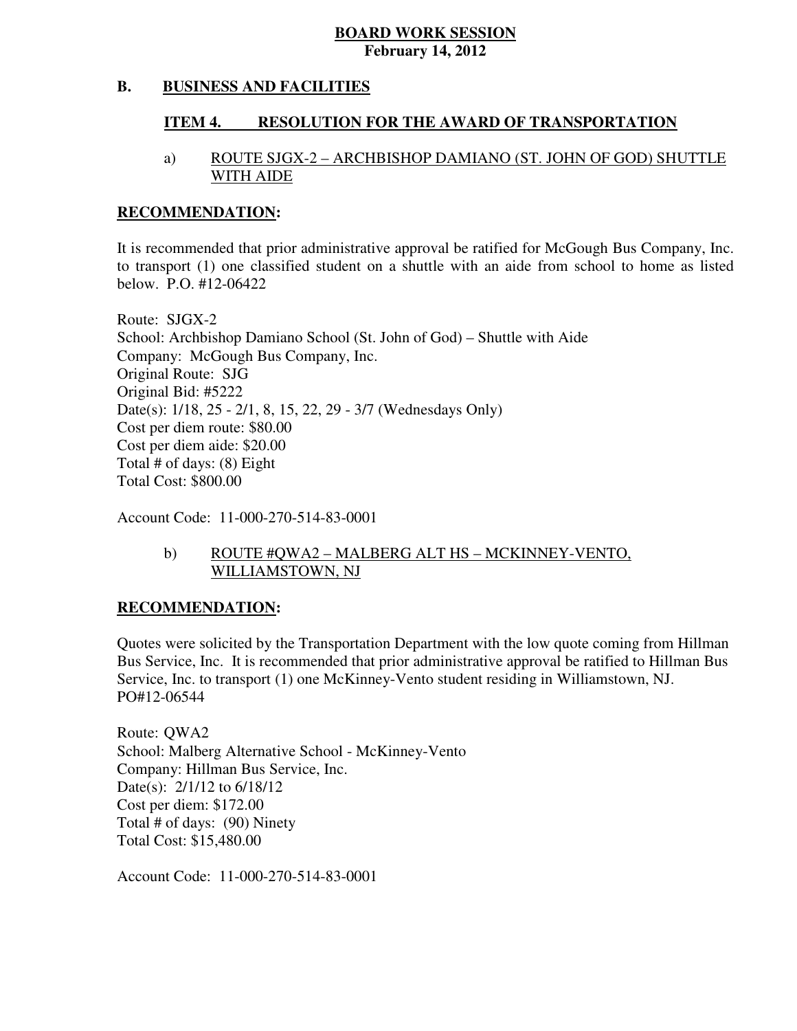**BOARD WORK SESSION**
**February 14, 2012**

**B. BUSINESS AND FACILITIES**

**ITEM 4. RESOLUTION FOR THE AWARD OF TRANSPORTATION**

a) ROUTE SJGX-2 – ARCHBISHOP DAMIANO (ST. JOHN OF GOD) SHUTTLE WITH AIDE

**RECOMMENDATION:**

It is recommended that prior administrative approval be ratified for McGough Bus Company, Inc. to transport (1) one classified student on a shuttle with an aide from school to home as listed below. P.O. #12-06422

Route: SJGX-2
School: Archbishop Damiano School (St. John of God) – Shuttle with Aide
Company: McGough Bus Company, Inc.
Original Route: SJG
Original Bid: #5222
Date(s): 1/18, 25 - 2/1, 8, 15, 22, 29 - 3/7 (Wednesdays Only)
Cost per diem route: $80.00
Cost per diem aide: $20.00
Total # of days: (8) Eight
Total Cost: $800.00

Account Code: 11-000-270-514-83-0001

b) ROUTE #QWA2 – MALBERG ALT HS – MCKINNEY-VENTO, WILLIAMSTOWN, NJ

**RECOMMENDATION:**

Quotes were solicited by the Transportation Department with the low quote coming from Hillman Bus Service, Inc. It is recommended that prior administrative approval be ratified to Hillman Bus Service, Inc. to transport (1) one McKinney-Vento student residing in Williamstown, NJ. PO#12-06544

Route: QWA2
School: Malberg Alternative School - McKinney-Vento
Company: Hillman Bus Service, Inc.
Date(s): 2/1/12 to 6/18/12
Cost per diem: $172.00
Total # of days: (90) Ninety
Total Cost: $15,480.00

Account Code: 11-000-270-514-83-0001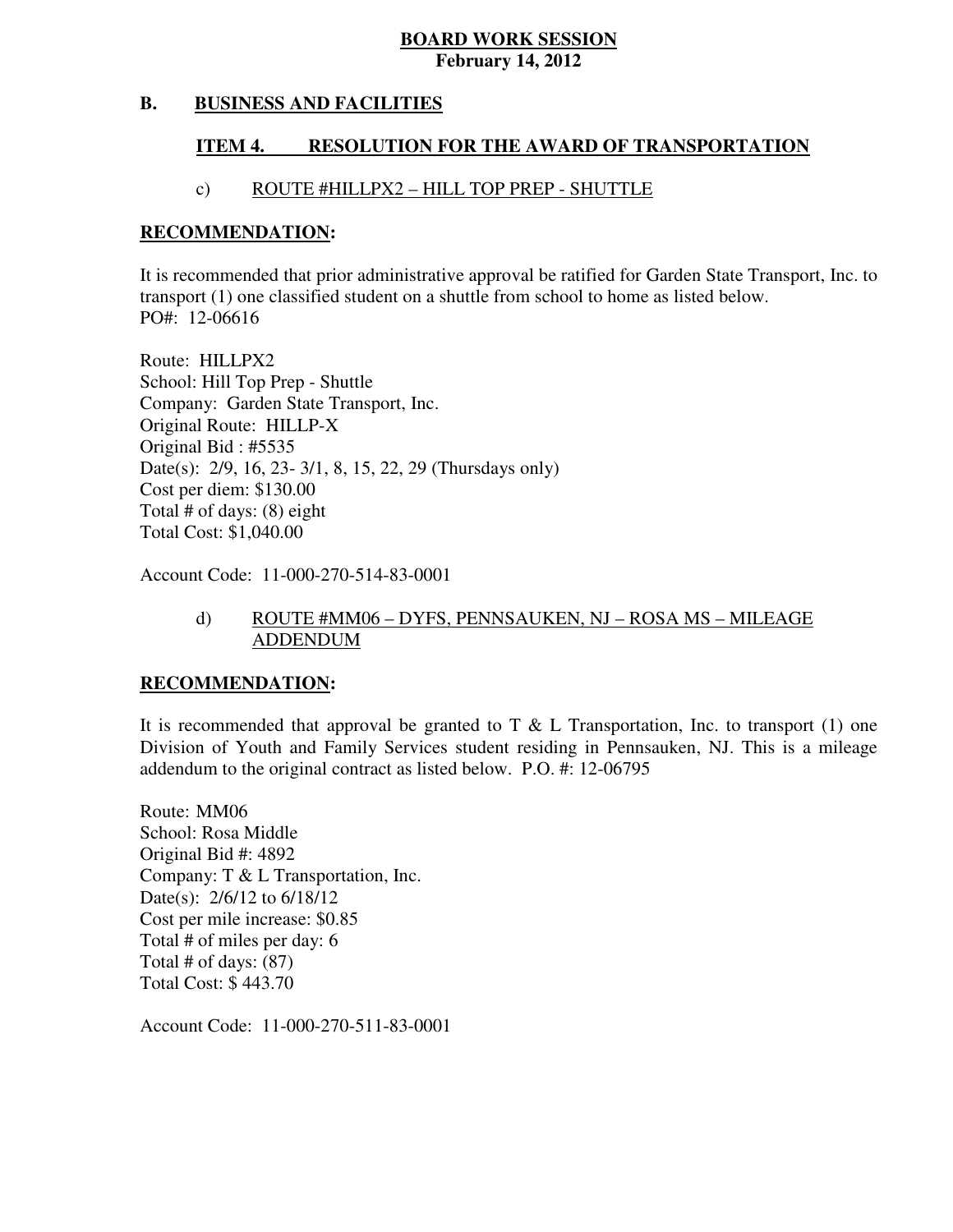**BOARD WORK SESSION**
**February 14, 2012**

## B. BUSINESS AND FACILITIES

### ITEM 4. RESOLUTION FOR THE AWARD OF TRANSPORTATION

#### c) ROUTE #HILLPX2 – HILL TOP PREP - SHUTTLE

**RECOMMENDATION:**

It is recommended that prior administrative approval be ratified for Garden State Transport, Inc. to transport (1) one classified student on a shuttle from school to home as listed below.
PO#: 12-06616

Route: HILLPX2
School: Hill Top Prep - Shuttle
Company: Garden State Transport, Inc.
Original Route: HILLP-X
Original Bid : #5535
Date(s): 2/9, 16, 23- 3/1, 8, 15, 22, 29 (Thursdays only)
Cost per diem: $130.00
Total # of days: (8) eight
Total Cost: $1,040.00

Account Code: 11-000-270-514-83-0001

#### d) ROUTE #MM06 – DYFS, PENNSAUKEN, NJ – ROSA MS – MILEAGE ADDENDUM

**RECOMMENDATION:**

It is recommended that approval be granted to T & L Transportation, Inc. to transport (1) one Division of Youth and Family Services student residing in Pennsauken, NJ. This is a mileage addendum to the original contract as listed below. P.O. #: 12-06795

Route: MM06
School: Rosa Middle
Original Bid #: 4892
Company: T & L Transportation, Inc.
Date(s): 2/6/12 to 6/18/12
Cost per mile increase: $0.85
Total # of miles per day: 6
Total # of days: (87)
Total Cost: $ 443.70

Account Code: 11-000-270-511-83-0001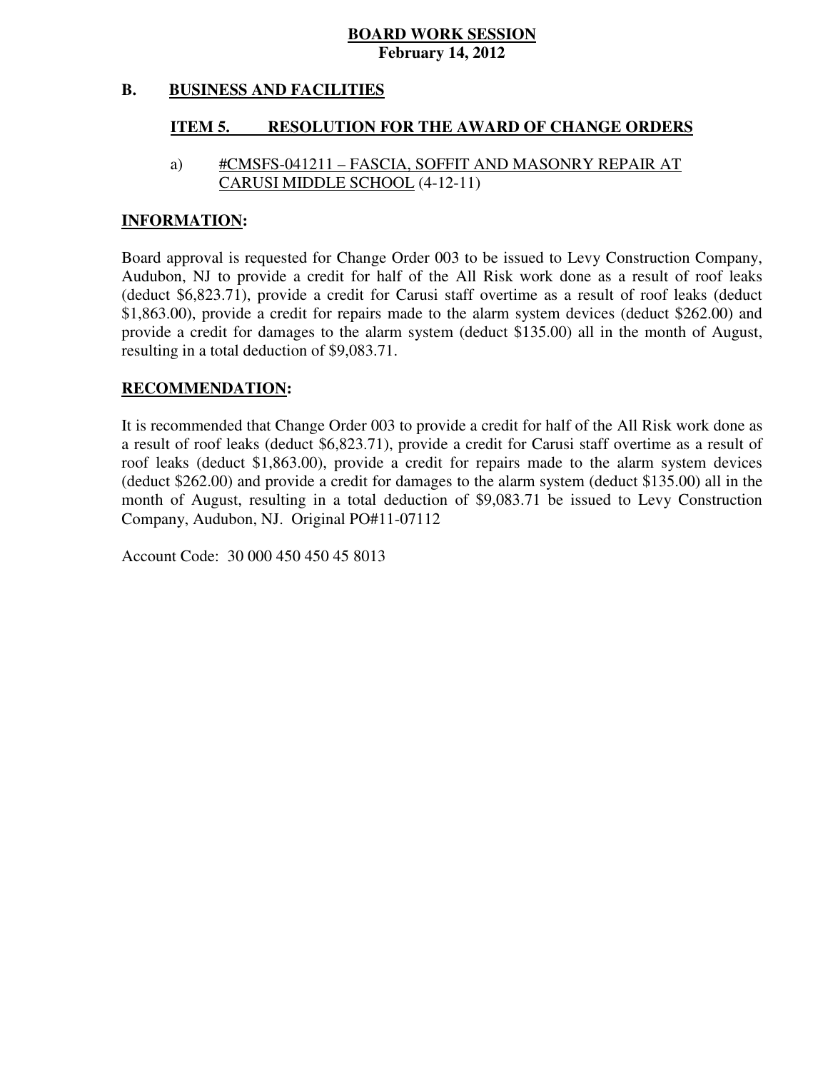**BOARD WORK SESSION**
**February 14, 2012**

**B. BUSINESS AND FACILITIES**

**ITEM 5. RESOLUTION FOR THE AWARD OF CHANGE ORDERS**

a) #CMSFS-041211 – FASCIA, SOFFIT AND MASONRY REPAIR AT CARUSI MIDDLE SCHOOL (4-12-11)

**INFORMATION:**

Board approval is requested for Change Order 003 to be issued to Levy Construction Company, Audubon, NJ to provide a credit for half of the All Risk work done as a result of roof leaks (deduct $6,823.71), provide a credit for Carusi staff overtime as a result of roof leaks (deduct $1,863.00), provide a credit for repairs made to the alarm system devices (deduct $262.00) and provide a credit for damages to the alarm system (deduct $135.00) all in the month of August, resulting in a total deduction of $9,083.71.

**RECOMMENDATION:**

It is recommended that Change Order 003 to provide a credit for half of the All Risk work done as a result of roof leaks (deduct $6,823.71), provide a credit for Carusi staff overtime as a result of roof leaks (deduct $1,863.00), provide a credit for repairs made to the alarm system devices (deduct $262.00) and provide a credit for damages to the alarm system (deduct $135.00) all in the month of August, resulting in a total deduction of $9,083.71 be issued to Levy Construction Company, Audubon, NJ. Original PO#11-07112

Account Code: 30 000 450 450 45 8013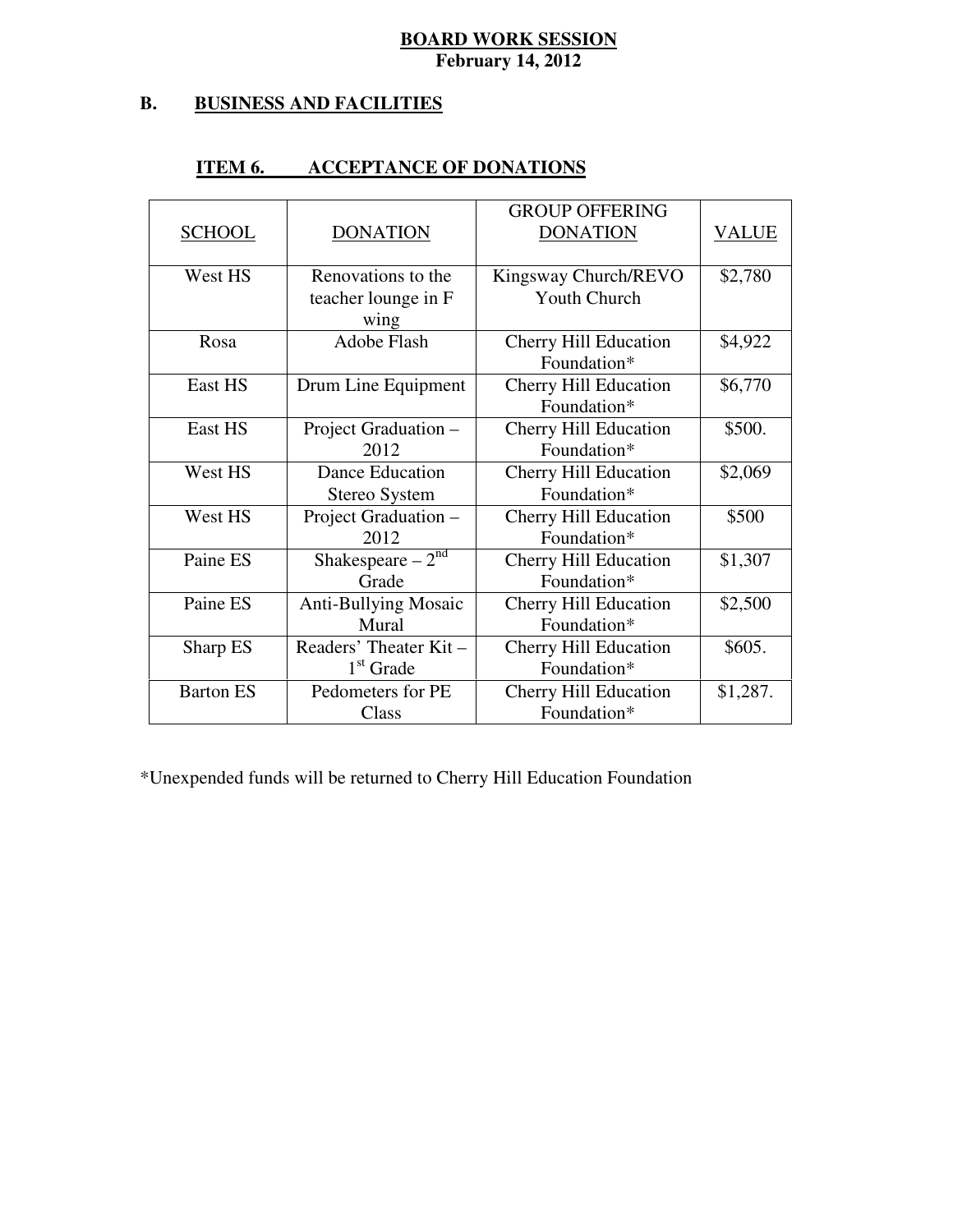**BOARD WORK SESSION**
**February 14, 2012**

## B. BUSINESS AND FACILITIES

### ITEM 6. ACCEPTANCE OF DONATIONS

| SCHOOL | DONATION | GROUP OFFERING DONATION | VALUE |
|---|---|---|---|
| West HS | Renovations to the teacher lounge in F wing | Kingsway Church/REVO Youth Church | $2,780 |
| Rosa | Adobe Flash | Cherry Hill Education Foundation* | $4,922 |
| East HS | Drum Line Equipment | Cherry Hill Education Foundation* | $6,770 |
| East HS | Project Graduation – 2012 | Cherry Hill Education Foundation* | $500. |
| West HS | Dance Education Stereo System | Cherry Hill Education Foundation* | $2,069 |
| West HS | Project Graduation – 2012 | Cherry Hill Education Foundation* | $500 |
| Paine ES | Shakespeare – 2nd Grade | Cherry Hill Education Foundation* | $1,307 |
| Paine ES | Anti-Bullying Mosaic Mural | Cherry Hill Education Foundation* | $2,500 |
| Sharp ES | Readers' Theater Kit – 1st Grade | Cherry Hill Education Foundation* | $605. |
| Barton ES | Pedometers for PE Class | Cherry Hill Education Foundation* | $1,287. |

*Unexpended funds will be returned to Cherry Hill Education Foundation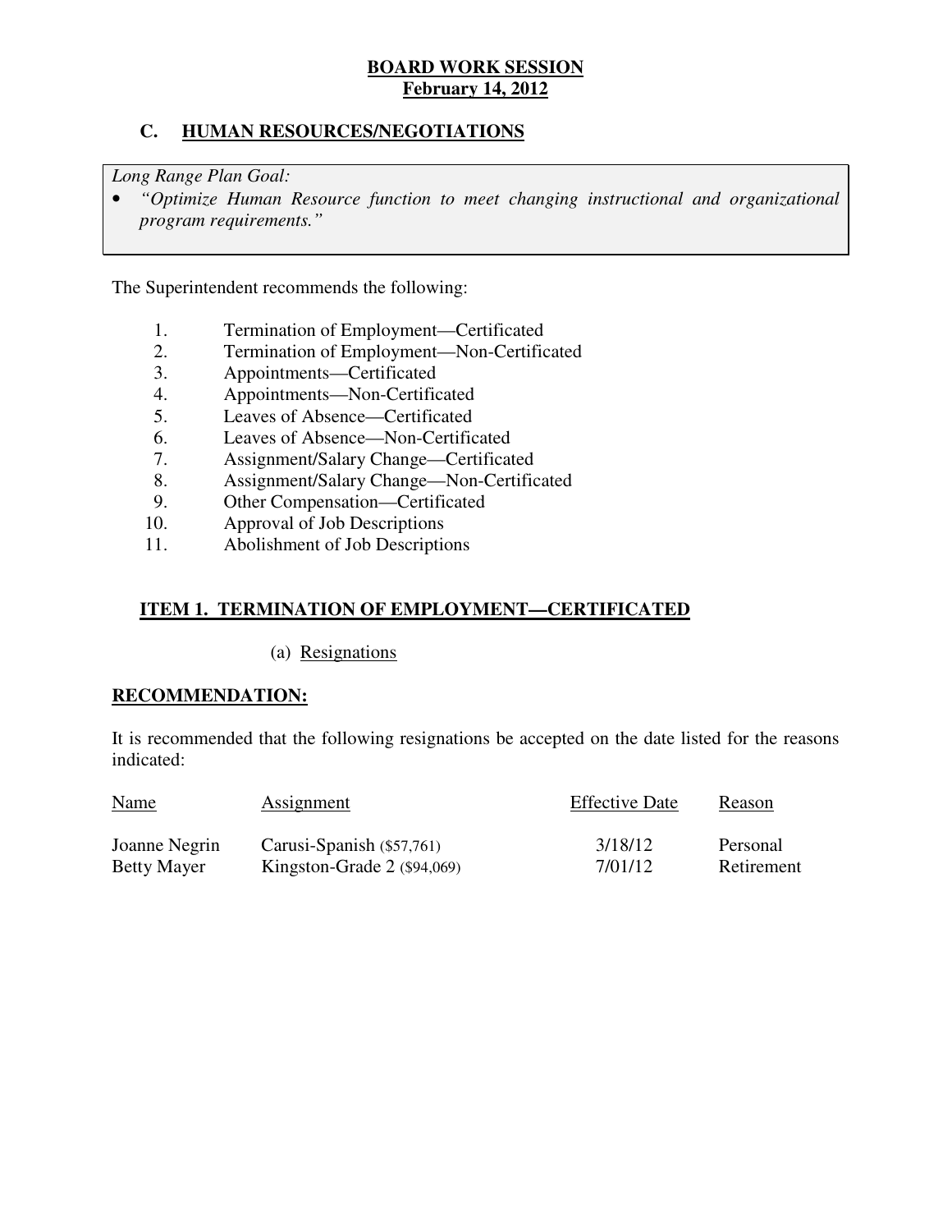**BOARD WORK SESSION**
**February 14, 2012**

## C. HUMAN RESOURCES/NEGOTIATIONS

*Long Range Plan Goal:*

- *"Optimize Human Resource function to meet changing instructional and organizational program requirements."*

The Superintendent recommends the following:

1. Termination of Employment—Certificated
2. Termination of Employment—Non-Certificated
3. Appointments—Certificated
4. Appointments—Non-Certificated
5. Leaves of Absence—Certificated
6. Leaves of Absence—Non-Certificated
7. Assignment/Salary Change—Certificated
8. Assignment/Salary Change—Non-Certificated
9. Other Compensation—Certificated
10. Approval of Job Descriptions
11. Abolishment of Job Descriptions

### ITEM 1. TERMINATION OF EMPLOYMENT—CERTIFICATED

(a) Resignations

**RECOMMENDATION:**

It is recommended that the following resignations be accepted on the date listed for the reasons indicated:

| Name | Assignment | Effective Date | Reason |
|---|---|---|---|
| Joanne Negrin | Carusi-Spanish ($57,761) | 3/18/12 | Personal |
| Betty Mayer | Kingston-Grade 2 ($94,069) | 7/01/12 | Retirement |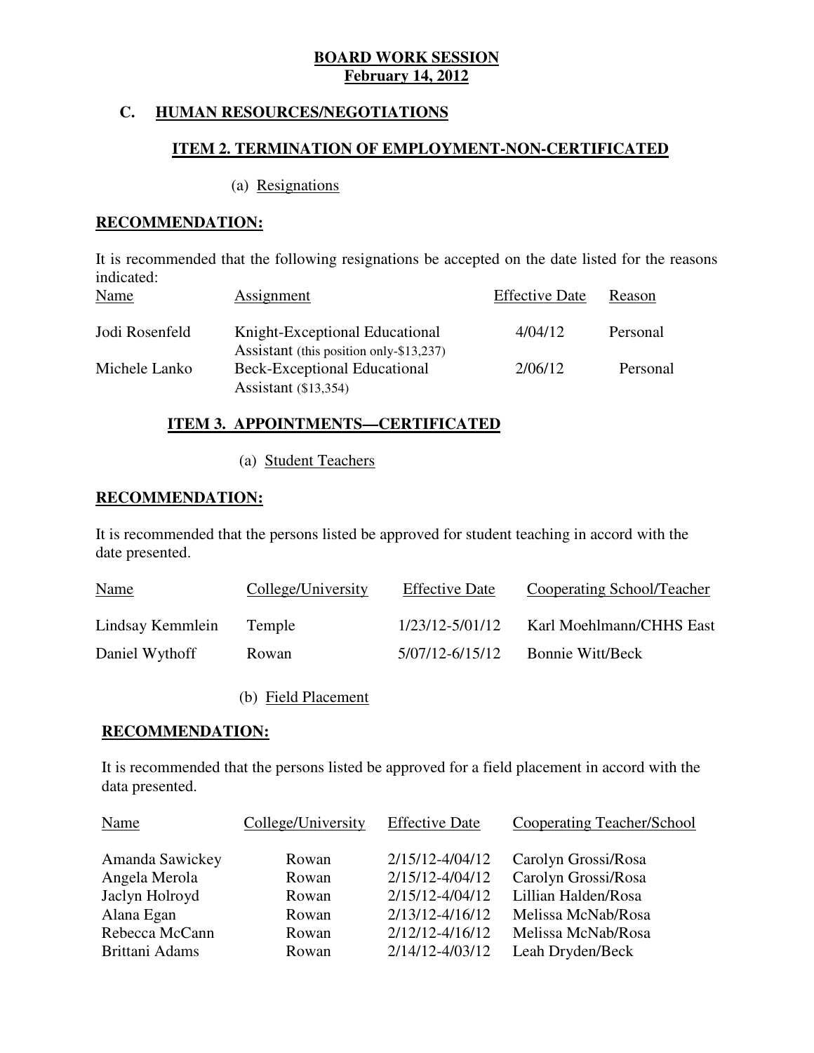**BOARD WORK SESSION**
**February 14, 2012**

## C. HUMAN RESOURCES/NEGOTIATIONS

### ITEM 2. TERMINATION OF EMPLOYMENT-NON-CERTIFICATED

(a) Resignations

**RECOMMENDATION:**

It is recommended that the following resignations be accepted on the date listed for the reasons indicated:

| Name | Assignment | Effective Date | Reason |
|---|---|---|---|
| Jodi Rosenfeld | Knight-Exceptional Educational Assistant (this position only-$13,237) | 4/04/12 | Personal |
| Michele Lanko | Beck-Exceptional Educational Assistant ($13,354) | 2/06/12 | Personal |

### ITEM 3. APPOINTMENTS—CERTIFICATED

(a) Student Teachers

**RECOMMENDATION:**

It is recommended that the persons listed be approved for student teaching in accord with the date presented.

| Name | College/University | Effective Date | Cooperating School/Teacher |
|---|---|---|---|
| Lindsay Kemmlein | Temple | 1/23/12-5/01/12 | Karl Moehlmann/CHHS East |
| Daniel Wythoff | Rowan | 5/07/12-6/15/12 | Bonnie Witt/Beck |

(b) Field Placement

**RECOMMENDATION:**

It is recommended that the persons listed be approved for a field placement in accord with the data presented.

| Name | College/University | Effective Date | Cooperating Teacher/School |
|---|---|---|---|
| Amanda Sawickey | Rowan | 2/15/12-4/04/12 | Carolyn Grossi/Rosa |
| Angela Merola | Rowan | 2/15/12-4/04/12 | Carolyn Grossi/Rosa |
| Jaclyn Holroyd | Rowan | 2/15/12-4/04/12 | Lillian Halden/Rosa |
| Alana Egan | Rowan | 2/13/12-4/16/12 | Melissa McNab/Rosa |
| Rebecca McCann | Rowan | 2/12/12-4/16/12 | Melissa McNab/Rosa |
| Brittani Adams | Rowan | 2/14/12-4/03/12 | Leah Dryden/Beck |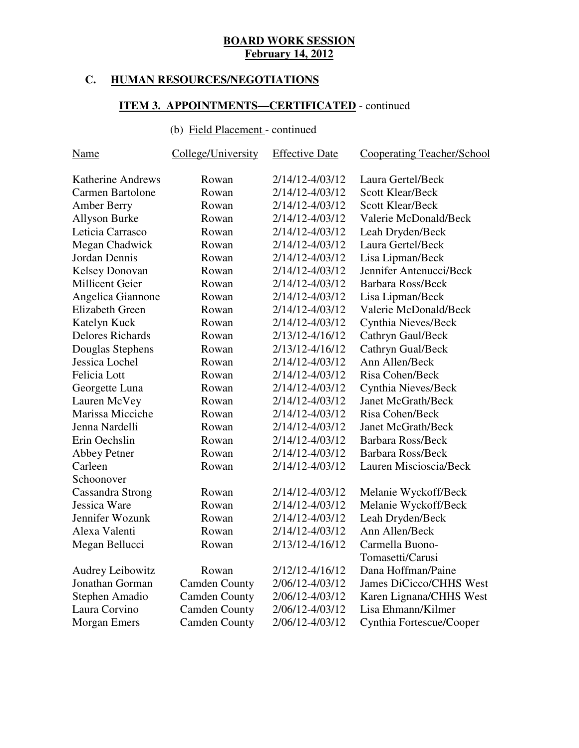**BOARD WORK SESSION**
**February 14, 2012**

## C. HUMAN RESOURCES/NEGOTIATIONS

### ITEM 3. APPOINTMENTS—CERTIFICATED - continued

(b) Field Placement - continued

| Name | College/University | Effective Date | Cooperating Teacher/School |
|---|---|---|---|
| Katherine Andrews | Rowan | 2/14/12-4/03/12 | Laura Gertel/Beck |
| Carmen Bartolone | Rowan | 2/14/12-4/03/12 | Scott Klear/Beck |
| Amber Berry | Rowan | 2/14/12-4/03/12 | Scott Klear/Beck |
| Allyson Burke | Rowan | 2/14/12-4/03/12 | Valerie McDonald/Beck |
| Leticia Carrasco | Rowan | 2/14/12-4/03/12 | Leah Dryden/Beck |
| Megan Chadwick | Rowan | 2/14/12-4/03/12 | Laura Gertel/Beck |
| Jordan Dennis | Rowan | 2/14/12-4/03/12 | Lisa Lipman/Beck |
| Kelsey Donovan | Rowan | 2/14/12-4/03/12 | Jennifer Antenucci/Beck |
| Millicent Geier | Rowan | 2/14/12-4/03/12 | Barbara Ross/Beck |
| Angelica Giannone | Rowan | 2/14/12-4/03/12 | Lisa Lipman/Beck |
| Elizabeth Green | Rowan | 2/14/12-4/03/12 | Valerie McDonald/Beck |
| Katelyn Kuck | Rowan | 2/14/12-4/03/12 | Cynthia Nieves/Beck |
| Delores Richards | Rowan | 2/13/12-4/16/12 | Cathryn Gaul/Beck |
| Douglas Stephens | Rowan | 2/13/12-4/16/12 | Cathryn Gual/Beck |
| Jessica Lochel | Rowan | 2/14/12-4/03/12 | Ann Allen/Beck |
| Felicia Lott | Rowan | 2/14/12-4/03/12 | Risa Cohen/Beck |
| Georgette Luna | Rowan | 2/14/12-4/03/12 | Cynthia Nieves/Beck |
| Lauren McVey | Rowan | 2/14/12-4/03/12 | Janet McGrath/Beck |
| Marissa Micciche | Rowan | 2/14/12-4/03/12 | Risa Cohen/Beck |
| Jenna Nardelli | Rowan | 2/14/12-4/03/12 | Janet McGrath/Beck |
| Erin Oechslin | Rowan | 2/14/12-4/03/12 | Barbara Ross/Beck |
| Abbey Petner | Rowan | 2/14/12-4/03/12 | Barbara Ross/Beck |
| Carleen Schoonover | Rowan | 2/14/12-4/03/12 | Lauren Miscioscia/Beck |
| Cassandra Strong | Rowan | 2/14/12-4/03/12 | Melanie Wyckoff/Beck |
| Jessica Ware | Rowan | 2/14/12-4/03/12 | Melanie Wyckoff/Beck |
| Jennifer Wozunk | Rowan | 2/14/12-4/03/12 | Leah Dryden/Beck |
| Alexa Valenti | Rowan | 2/14/12-4/03/12 | Ann Allen/Beck |
| Megan Bellucci | Rowan | 2/13/12-4/16/12 | Carmella Buono-Tomasetti/Carusi |
| Audrey Leibowitz | Rowan | 2/12/12-4/16/12 | Dana Hoffman/Paine |
| Jonathan Gorman | Camden County | 2/06/12-4/03/12 | James DiCicco/CHHS West |
| Stephen Amadio | Camden County | 2/06/12-4/03/12 | Karen Lignana/CHHS West |
| Laura Corvino | Camden County | 2/06/12-4/03/12 | Lisa Ehmann/Kilmer |
| Morgan Emers | Camden County | 2/06/12-4/03/12 | Cynthia Fortescue/Cooper |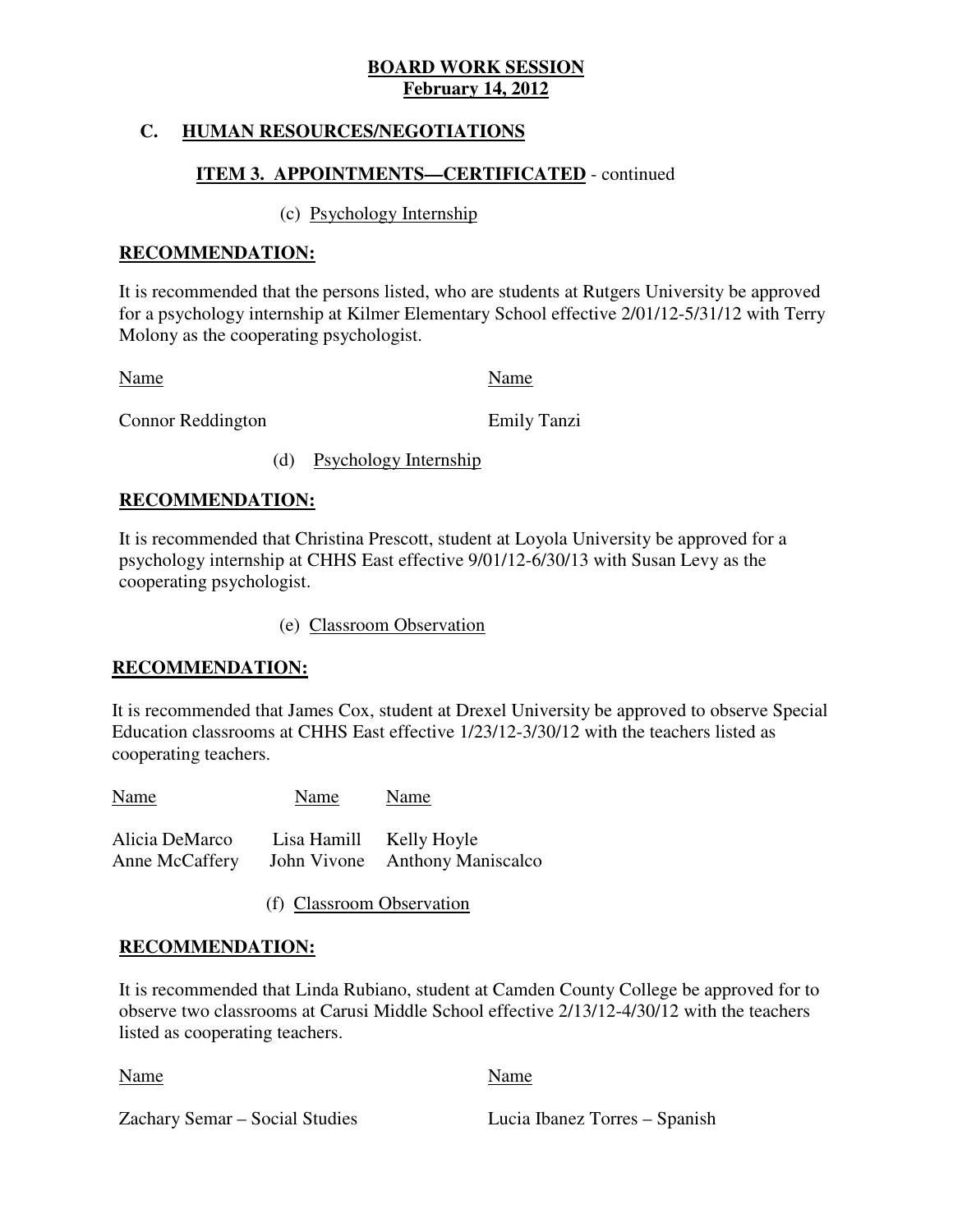**BOARD WORK SESSION**
**February 14, 2012**

## C. HUMAN RESOURCES/NEGOTIATIONS

### ITEM 3. APPOINTMENTS—CERTIFICATED - continued

(c) Psychology Internship

**RECOMMENDATION:**

It is recommended that the persons listed, who are students at Rutgers University be approved for a psychology internship at Kilmer Elementary School effective 2/01/12-5/31/12 with Terry Molony as the cooperating psychologist.

| Name | Name |
|---|---|
| Connor Reddington | Emily Tanzi |

(d) Psychology Internship

**RECOMMENDATION:**

It is recommended that Christina Prescott, student at Loyola University be approved for a psychology internship at CHHS East effective 9/01/12-6/30/13 with Susan Levy as the cooperating psychologist.

(e) Classroom Observation

**RECOMMENDATION:**

It is recommended that James Cox, student at Drexel University be approved to observe Special Education classrooms at CHHS East effective 1/23/12-3/30/12 with the teachers listed as cooperating teachers.

| Name | Name | Name |
|---|---|---|
| Alicia DeMarco | Lisa Hamill | Kelly Hoyle |
| Anne McCaffery | John Vivone | Anthony Maniscalco |

(f) Classroom Observation

**RECOMMENDATION:**

It is recommended that Linda Rubiano, student at Camden County College be approved for to observe two classrooms at Carusi Middle School effective 2/13/12-4/30/12 with the teachers listed as cooperating teachers.

| Name | Name |
|---|---|
| Zachary Semar – Social Studies | Lucia Ibanez Torres – Spanish |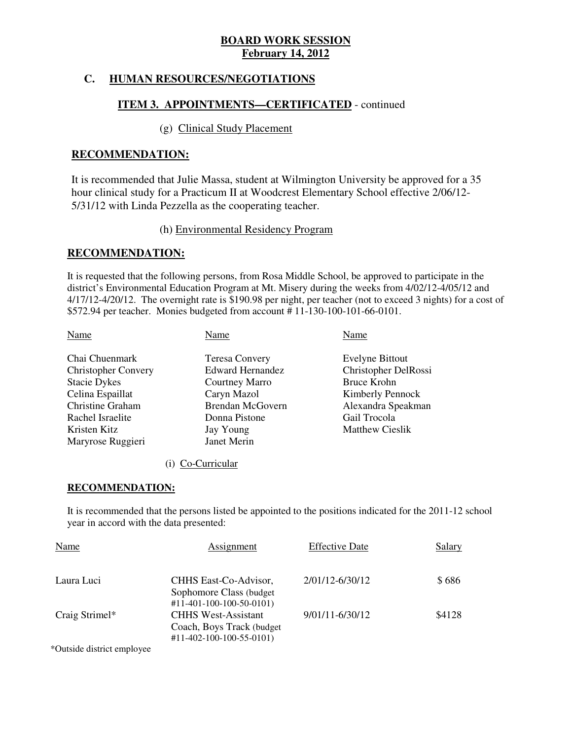**BOARD WORK SESSION**
**February 14, 2012**

## C. HUMAN RESOURCES/NEGOTIATIONS

### ITEM 3. APPOINTMENTS—CERTIFICATED - continued

(g) Clinical Study Placement

**RECOMMENDATION:**

It is recommended that Julie Massa, student at Wilmington University be approved for a 35 hour clinical study for a Practicum II at Woodcrest Elementary School effective 2/06/12-5/31/12 with Linda Pezzella as the cooperating teacher.

(h) Environmental Residency Program

**RECOMMENDATION:**

It is requested that the following persons, from Rosa Middle School, be approved to participate in the district's Environmental Education Program at Mt. Misery during the weeks from 4/02/12-4/05/12 and 4/17/12-4/20/12. The overnight rate is $190.98 per night, per teacher (not to exceed 3 nights) for a cost of $572.94 per teacher. Monies budgeted from account # 11-130-100-101-66-0101.

| Name | Name | Name |
|---|---|---|
| Chai Chuenmark | Teresa Convery | Evelyne Bittout |
| Christopher Convery | Edward Hernandez | Christopher DelRossi |
| Stacie Dykes | Courtney Marro | Bruce Krohn |
| Celina Espaillat | Caryn Mazol | Kimberly Pennock |
| Christine Graham | Brendan McGovern | Alexandra Speakman |
| Rachel Israelite | Donna Pistone | Gail Trocola |
| Kristen Kitz | Jay Young | Matthew Cieslik |
| Maryrose Ruggieri | Janet Merin | |

(i) Co-Curricular

**RECOMMENDATION:**

It is recommended that the persons listed be appointed to the positions indicated for the 2011-12 school year in accord with the data presented:

| Name | Assignment | Effective Date | Salary |
|---|---|---|---|
| Laura Luci | CHHS East-Co-Advisor, Sophomore Class (budget #11-401-100-100-50-0101) | 2/01/12-6/30/12 | $ 686 |
| Craig Strimel* | CHHS West-Assistant Coach, Boys Track (budget #11-402-100-100-55-0101) | 9/01/11-6/30/12 | $4128 |

*Outside district employee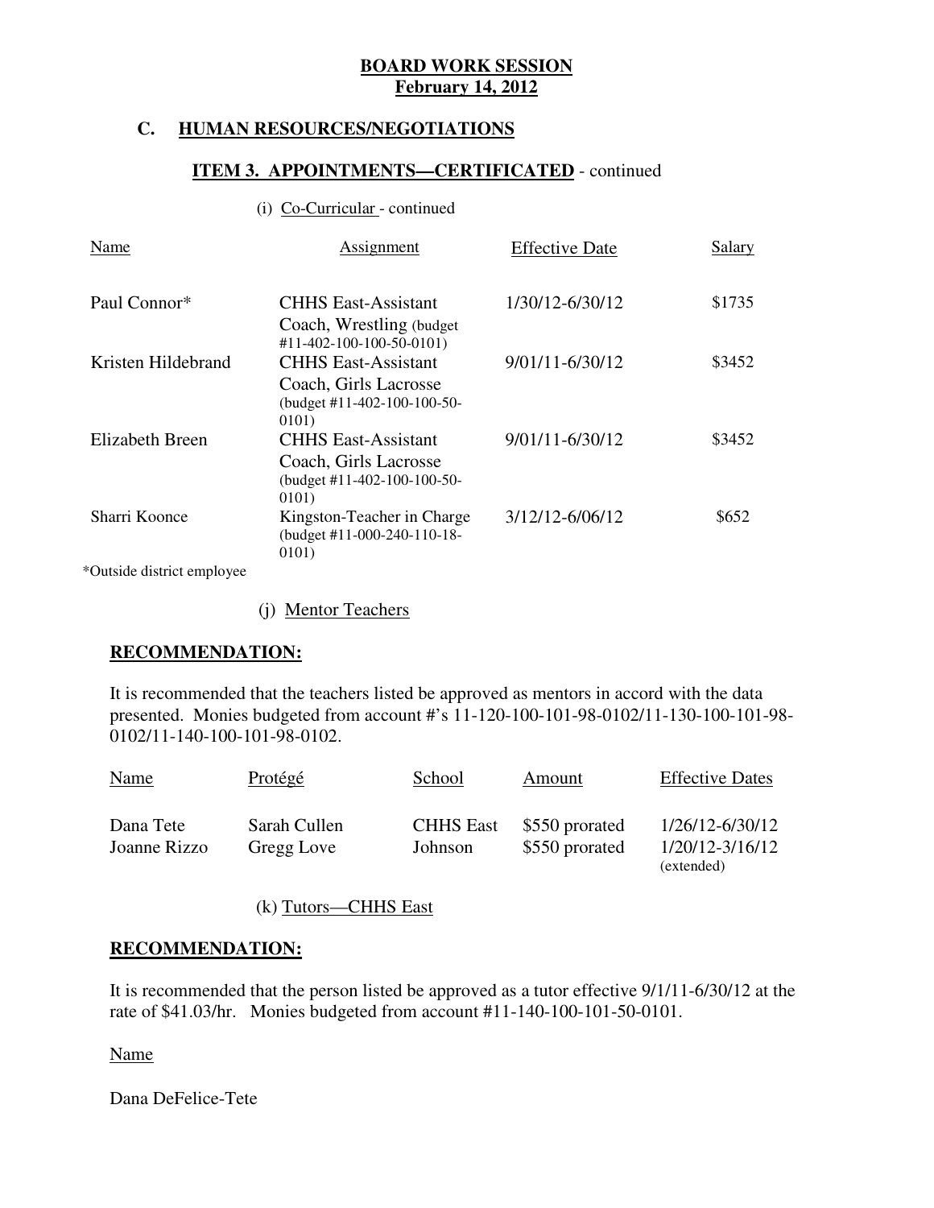**BOARD WORK SESSION**
**February 14, 2012**

## C. HUMAN RESOURCES/NEGOTIATIONS

### ITEM 3. APPOINTMENTS—CERTIFICATED - continued

(i) Co-Curricular - continued

| Name | Assignment | Effective Date | Salary |
|---|---|---|---|
| Paul Connor* | CHHS East-Assistant Coach, Wrestling (budget #11-402-100-100-50-0101) | 1/30/12-6/30/12 | $1735 |
| Kristen Hildebrand | CHHS East-Assistant Coach, Girls Lacrosse (budget #11-402-100-100-50-0101) | 9/01/11-6/30/12 | $3452 |
| Elizabeth Breen | CHHS East-Assistant Coach, Girls Lacrosse (budget #11-402-100-100-50-0101) | 9/01/11-6/30/12 | $3452 |
| Sharri Koonce | Kingston-Teacher in Charge (budget #11-000-240-110-18-0101) | 3/12/12-6/06/12 | $652 |

*Outside district employee

(j) Mentor Teachers

**RECOMMENDATION:**

It is recommended that the teachers listed be approved as mentors in accord with the data presented. Monies budgeted from account #'s 11-120-100-101-98-0102/11-130-100-101-98-0102/11-140-100-101-98-0102.

| Name | Protégé | School | Amount | Effective Dates |
|---|---|---|---|---|
| Dana Tete | Sarah Cullen | CHHS East | $550 prorated | 1/26/12-6/30/12 |
| Joanne Rizzo | Gregg Love | Johnson | $550 prorated | 1/20/12-3/16/12 (extended) |

(k) Tutors—CHHS East

**RECOMMENDATION:**

It is recommended that the person listed be approved as a tutor effective 9/1/11-6/30/12 at the rate of $41.03/hr. Monies budgeted from account #11-140-100-101-50-0101.

Name

Dana DeFelice-Tete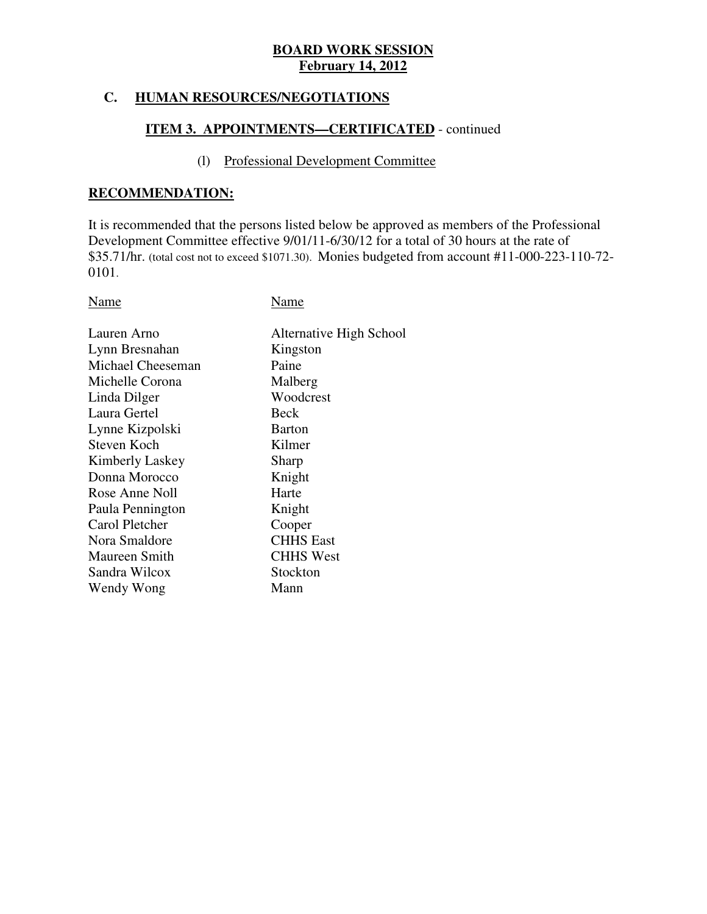**BOARD WORK SESSION**
**February 14, 2012**

## C. HUMAN RESOURCES/NEGOTIATIONS

### ITEM 3. APPOINTMENTS—CERTIFICATED - continued

(l) Professional Development Committee

**RECOMMENDATION:**

It is recommended that the persons listed below be approved as members of the Professional Development Committee effective 9/01/11-6/30/12 for a total of 30 hours at the rate of $35.71/hr. (total cost not to exceed $1071.30). Monies budgeted from account #11-000-223-110-72-0101.

| Name | Name |
|---|---|
| Lauren Arno | Alternative High School |
| Lynn Bresnahan | Kingston |
| Michael Cheeseman | Paine |
| Michelle Corona | Malberg |
| Linda Dilger | Woodcrest |
| Laura Gertel | Beck |
| Lynne Kizpolski | Barton |
| Steven Koch | Kilmer |
| Kimberly Laskey | Sharp |
| Donna Morocco | Knight |
| Rose Anne Noll | Harte |
| Paula Pennington | Knight |
| Carol Pletcher | Cooper |
| Nora Smaldore | CHHS East |
| Maureen Smith | CHHS West |
| Sandra Wilcox | Stockton |
| Wendy Wong | Mann |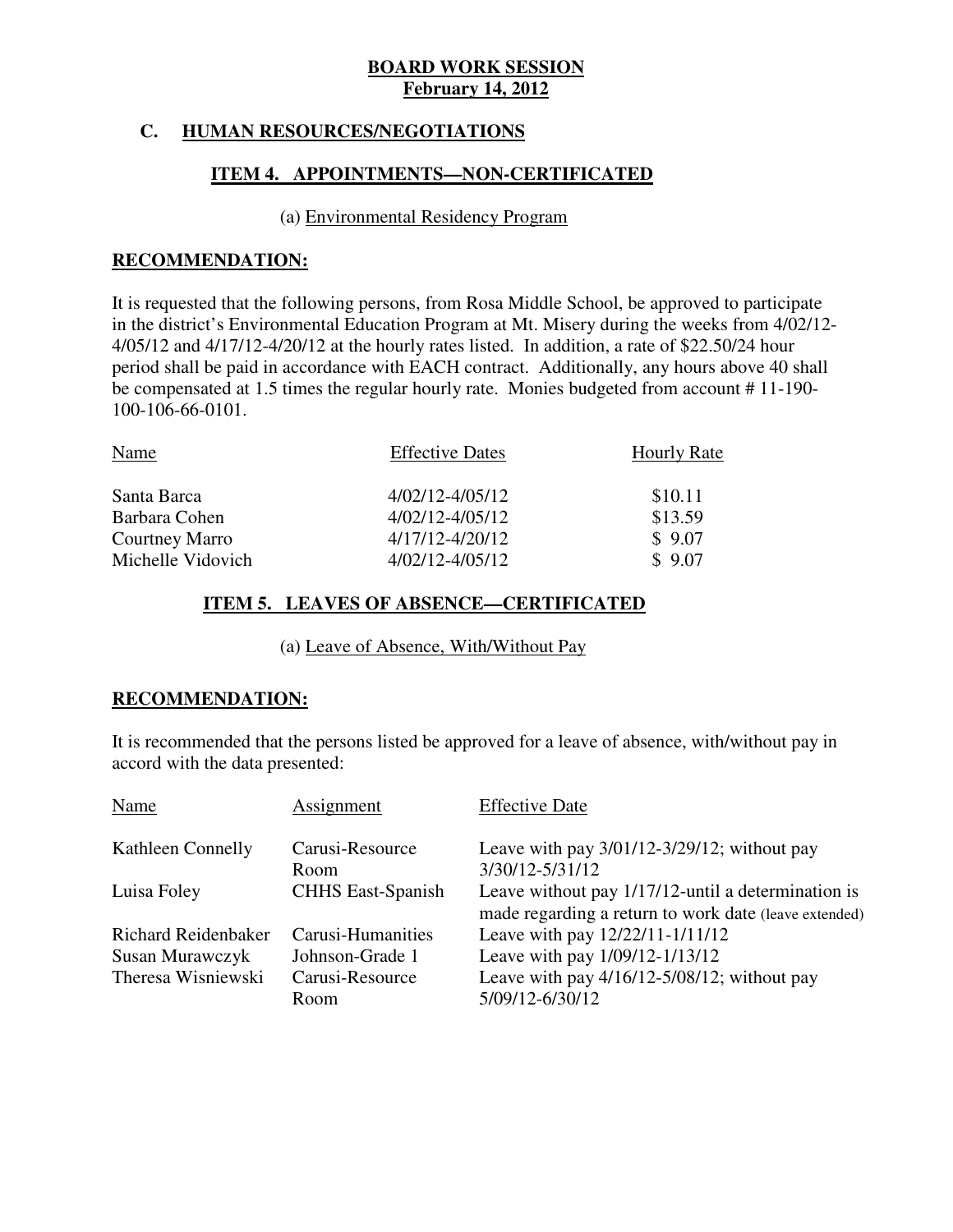**BOARD WORK SESSION**
**February 14, 2012**

## C. HUMAN RESOURCES/NEGOTIATIONS

### ITEM 4. APPOINTMENTS—NON-CERTIFICATED

(a) Environmental Residency Program

**RECOMMENDATION:**

It is requested that the following persons, from Rosa Middle School, be approved to participate in the district's Environmental Education Program at Mt. Misery during the weeks from 4/02/12-4/05/12 and 4/17/12-4/20/12 at the hourly rates listed. In addition, a rate of $22.50/24 hour period shall be paid in accordance with EACH contract. Additionally, any hours above 40 shall be compensated at 1.5 times the regular hourly rate. Monies budgeted from account # 11-190-100-106-66-0101.

| Name | Effective Dates | Hourly Rate |
|---|---|---|
| Santa Barca | 4/02/12-4/05/12 | $10.11 |
| Barbara Cohen | 4/02/12-4/05/12 | $13.59 |
| Courtney Marro | 4/17/12-4/20/12 | $ 9.07 |
| Michelle Vidovich | 4/02/12-4/05/12 | $ 9.07 |

### ITEM 5. LEAVES OF ABSENCE—CERTIFICATED

(a) Leave of Absence, With/Without Pay

**RECOMMENDATION:**

It is recommended that the persons listed be approved for a leave of absence, with/without pay in accord with the data presented:

| Name | Assignment | Effective Date |
|---|---|---|
| Kathleen Connelly | Carusi-Resource Room | Leave with pay 3/01/12-3/29/12; without pay 3/30/12-5/31/12 |
| Luisa Foley | CHHS East-Spanish | Leave without pay 1/17/12-until a determination is made regarding a return to work date (leave extended) |
| Richard Reidenbaker | Carusi-Humanities | Leave with pay 12/22/11-1/11/12 |
| Susan Murawczyk | Johnson-Grade 1 | Leave with pay 1/09/12-1/13/12 |
| Theresa Wisniewski | Carusi-Resource Room | Leave with pay 4/16/12-5/08/12; without pay 5/09/12-6/30/12 |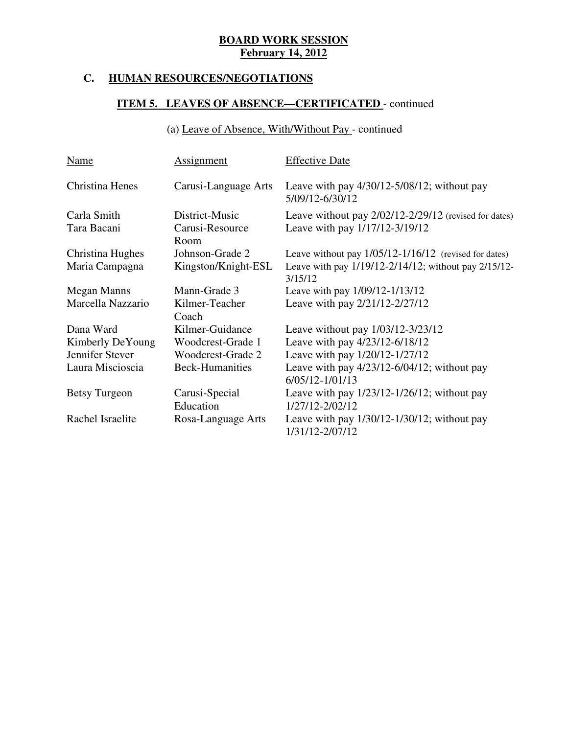**BOARD WORK SESSION**
**February 14, 2012**

## C. HUMAN RESOURCES/NEGOTIATIONS

### ITEM 5. LEAVES OF ABSENCE—CERTIFICATED - continued

(a) Leave of Absence, With/Without Pay - continued

| Name | Assignment | Effective Date |
|---|---|---|
| Christina Henes | Carusi-Language Arts | Leave with pay 4/30/12-5/08/12; without pay 5/09/12-6/30/12 |
| Carla Smith | District-Music | Leave without pay 2/02/12-2/29/12 (revised for dates) |
| Tara Bacani | Carusi-Resource Room | Leave with pay 1/17/12-3/19/12 |
| Christina Hughes | Johnson-Grade 2 | Leave without pay 1/05/12-1/16/12 (revised for dates) |
| Maria Campagna | Kingston/Knight-ESL | Leave with pay 1/19/12-2/14/12; without pay 2/15/12-3/15/12 |
| Megan Manns | Mann-Grade 3 | Leave with pay 1/09/12-1/13/12 |
| Marcella Nazzario | Kilmer-Teacher Coach | Leave with pay 2/21/12-2/27/12 |
| Dana Ward | Kilmer-Guidance | Leave without pay 1/03/12-3/23/12 |
| Kimberly DeYoung | Woodcrest-Grade 1 | Leave with pay 4/23/12-6/18/12 |
| Jennifer Stever | Woodcrest-Grade 2 | Leave with pay 1/20/12-1/27/12 |
| Laura Miscioscia | Beck-Humanities | Leave with pay 4/23/12-6/04/12; without pay 6/05/12-1/01/13 |
| Betsy Turgeon | Carusi-Special Education | Leave with pay 1/23/12-1/26/12; without pay 1/27/12-2/02/12 |
| Rachel Israelite | Rosa-Language Arts | Leave with pay 1/30/12-1/30/12; without pay 1/31/12-2/07/12 |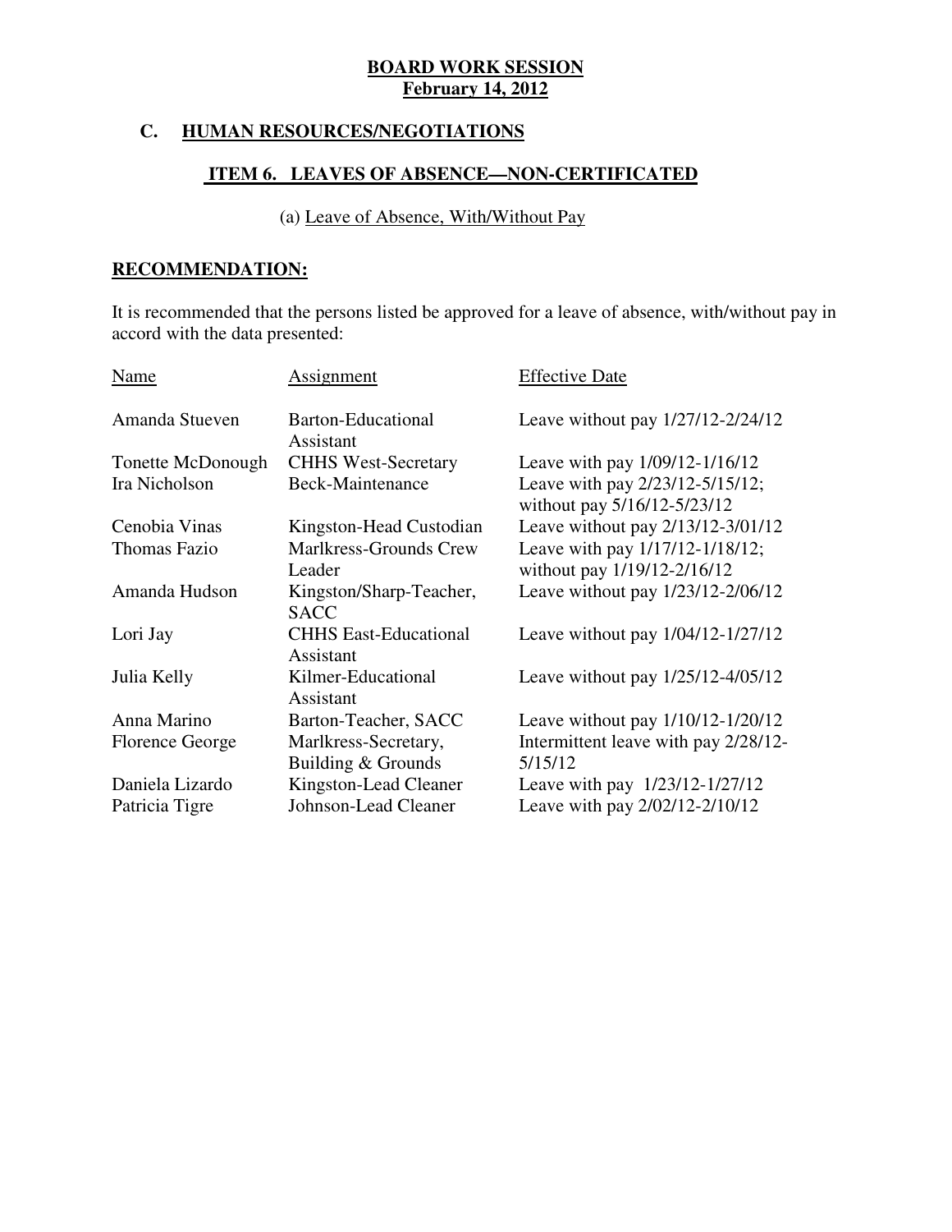**BOARD WORK SESSION**
**February 14, 2012**

## C. HUMAN RESOURCES/NEGOTIATIONS

### ITEM 6. LEAVES OF ABSENCE—NON-CERTIFICATED

(a) Leave of Absence, With/Without Pay

**RECOMMENDATION:**

It is recommended that the persons listed be approved for a leave of absence, with/without pay in accord with the data presented:

| Name | Assignment | Effective Date |
|---|---|---|
| Amanda Stueven | Barton-Educational Assistant | Leave without pay 1/27/12-2/24/12 |
| Tonette McDonough | CHHS West-Secretary | Leave with pay 1/09/12-1/16/12 |
| Ira Nicholson | Beck-Maintenance | Leave with pay 2/23/12-5/15/12; without pay 5/16/12-5/23/12 |
| Cenobia Vinas | Kingston-Head Custodian | Leave without pay 2/13/12-3/01/12 |
| Thomas Fazio | Marlkress-Grounds Crew Leader | Leave with pay 1/17/12-1/18/12; without pay 1/19/12-2/16/12 |
| Amanda Hudson | Kingston/Sharp-Teacher, SACC | Leave without pay 1/23/12-2/06/12 |
| Lori Jay | CHHS East-Educational Assistant | Leave without pay 1/04/12-1/27/12 |
| Julia Kelly | Kilmer-Educational Assistant | Leave without pay 1/25/12-4/05/12 |
| Anna Marino | Barton-Teacher, SACC | Leave without pay 1/10/12-1/20/12 |
| Florence George | Marlkress-Secretary, Building & Grounds | Intermittent leave with pay 2/28/12-5/15/12 |
| Daniela Lizardo | Kingston-Lead Cleaner | Leave with pay 1/23/12-1/27/12 |
| Patricia Tigre | Johnson-Lead Cleaner | Leave with pay 2/02/12-2/10/12 |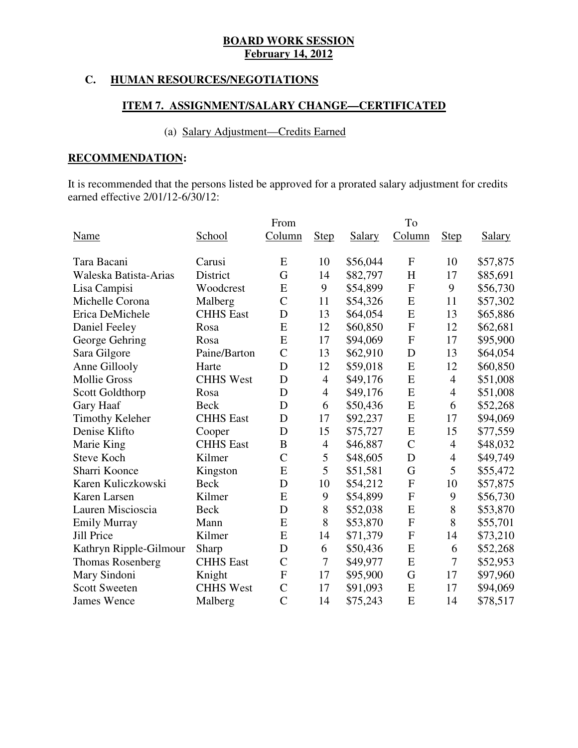**BOARD WORK SESSION**
**February 14, 2012**

## C. HUMAN RESOURCES/NEGOTIATIONS

### ITEM 7. ASSIGNMENT/SALARY CHANGE—CERTIFICATED

(a) Salary Adjustment—Credits Earned

**RECOMMENDATION:**

It is recommended that the persons listed be approved for a prorated salary adjustment for credits earned effective 2/01/12-6/30/12:

| Name | School | From Column | Step | Salary | To Column | Step | Salary |
|---|---|---|---|---|---|---|---|
| Tara Bacani | Carusi | E | 10 | $56,044 | F | 10 | $57,875 |
| Waleska Batista-Arias | District | G | 14 | $82,797 | H | 17 | $85,691 |
| Lisa Campisi | Woodcrest | E | 9 | $54,899 | F | 9 | $56,730 |
| Michelle Corona | Malberg | C | 11 | $54,326 | E | 11 | $57,302 |
| Erica DeMichele | CHHS East | D | 13 | $64,054 | E | 13 | $65,886 |
| Daniel Feeley | Rosa | E | 12 | $60,850 | F | 12 | $62,681 |
| George Gehring | Rosa | E | 17 | $94,069 | F | 17 | $95,900 |
| Sara Gilgore | Paine/Barton | C | 13 | $62,910 | D | 13 | $64,054 |
| Anne Gillooly | Harte | D | 12 | $59,018 | E | 12 | $60,850 |
| Mollie Gross | CHHS West | D | 4 | $49,176 | E | 4 | $51,008 |
| Scott Goldthorp | Rosa | D | 4 | $49,176 | E | 4 | $51,008 |
| Gary Haaf | Beck | D | 6 | $50,436 | E | 6 | $52,268 |
| Timothy Keleher | CHHS East | D | 17 | $92,237 | E | 17 | $94,069 |
| Denise Klifto | Cooper | D | 15 | $75,727 | E | 15 | $77,559 |
| Marie King | CHHS East | B | 4 | $46,887 | C | 4 | $48,032 |
| Steve Koch | Kilmer | C | 5 | $48,605 | D | 4 | $49,749 |
| Sharri Koonce | Kingston | E | 5 | $51,581 | G | 5 | $55,472 |
| Karen Kuliczkowski | Beck | D | 10 | $54,212 | F | 10 | $57,875 |
| Karen Larsen | Kilmer | E | 9 | $54,899 | F | 9 | $56,730 |
| Lauren Miscioscia | Beck | D | 8 | $52,038 | E | 8 | $53,870 |
| Emily Murray | Mann | E | 8 | $53,870 | F | 8 | $55,701 |
| Jill Price | Kilmer | E | 14 | $71,379 | F | 14 | $73,210 |
| Kathryn Ripple-Gilmour | Sharp | D | 6 | $50,436 | E | 6 | $52,268 |
| Thomas Rosenberg | CHHS East | C | 7 | $49,977 | E | 7 | $52,953 |
| Mary Sindoni | Knight | F | 17 | $95,900 | G | 17 | $97,960 |
| Scott Sweeten | CHHS West | C | 17 | $91,093 | E | 17 | $94,069 |
| James Wence | Malberg | C | 14 | $75,243 | E | 14 | $78,517 |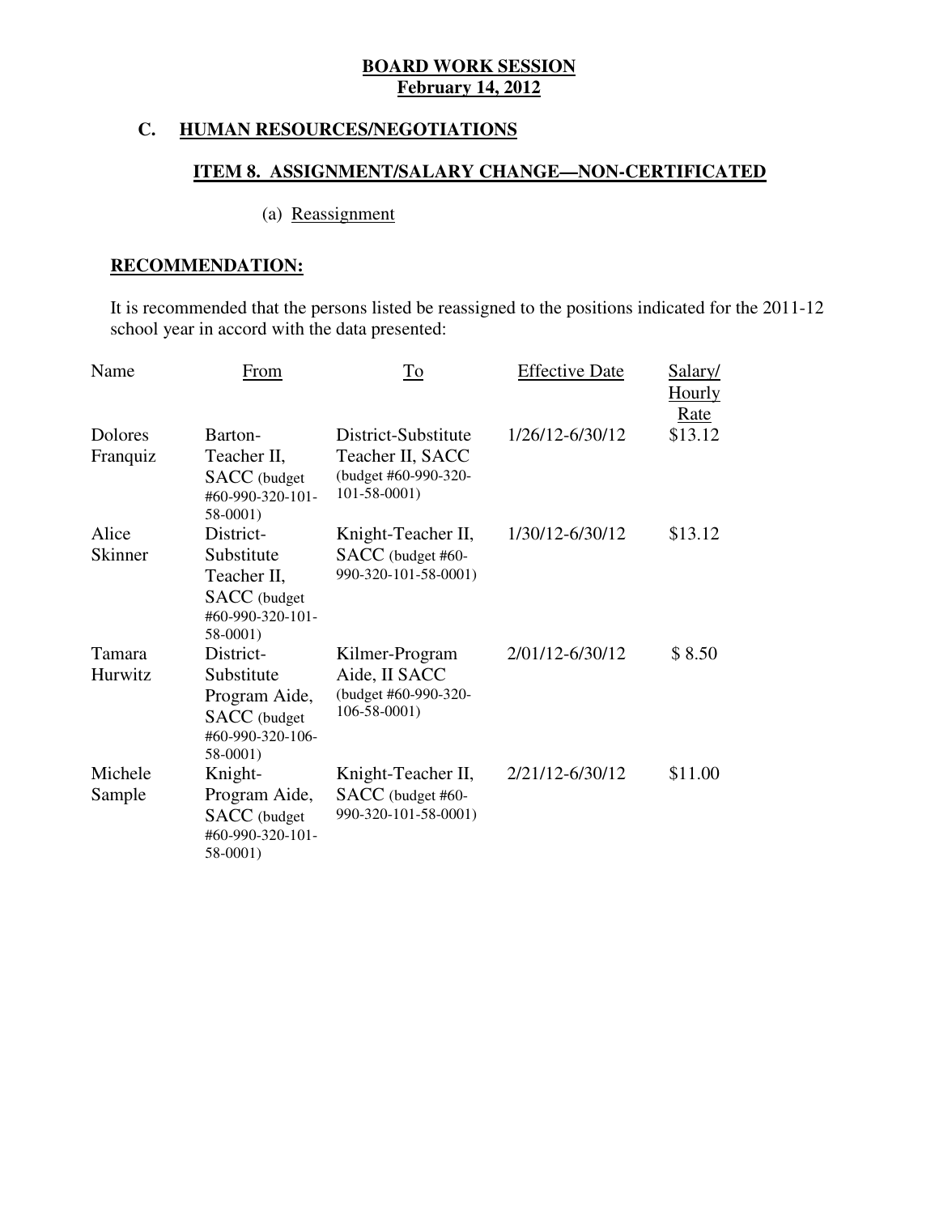**BOARD WORK SESSION**
**February 14, 2012**

## C. HUMAN RESOURCES/NEGOTIATIONS

### ITEM 8. ASSIGNMENT/SALARY CHANGE—NON-CERTIFICATED

(a) Reassignment

**RECOMMENDATION:**

It is recommended that the persons listed be reassigned to the positions indicated for the 2011-12 school year in accord with the data presented:

| Name | From | To | Effective Date | Salary/ Hourly Rate |
|---|---|---|---|---|
| Dolores Franquiz | Barton-Teacher II, SACC (budget #60-990-320-101-58-0001) | District-Substitute Teacher II, SACC (budget #60-990-320-101-58-0001) | 1/26/12-6/30/12 | $13.12 |
| Alice Skinner | District-Substitute Teacher II, SACC (budget #60-990-320-101-58-0001) | Knight-Teacher II, SACC (budget #60-990-320-101-58-0001) | 1/30/12-6/30/12 | $13.12 |
| Tamara Hurwitz | District-Substitute Program Aide, SACC (budget #60-990-320-106-58-0001) | Kilmer-Program Aide, II SACC (budget #60-990-320-106-58-0001) | 2/01/12-6/30/12 | $ 8.50 |
| Michele Sample | Knight-Program Aide, SACC (budget #60-990-320-101-58-0001) | Knight-Teacher II, SACC (budget #60-990-320-101-58-0001) | 2/21/12-6/30/12 | $11.00 |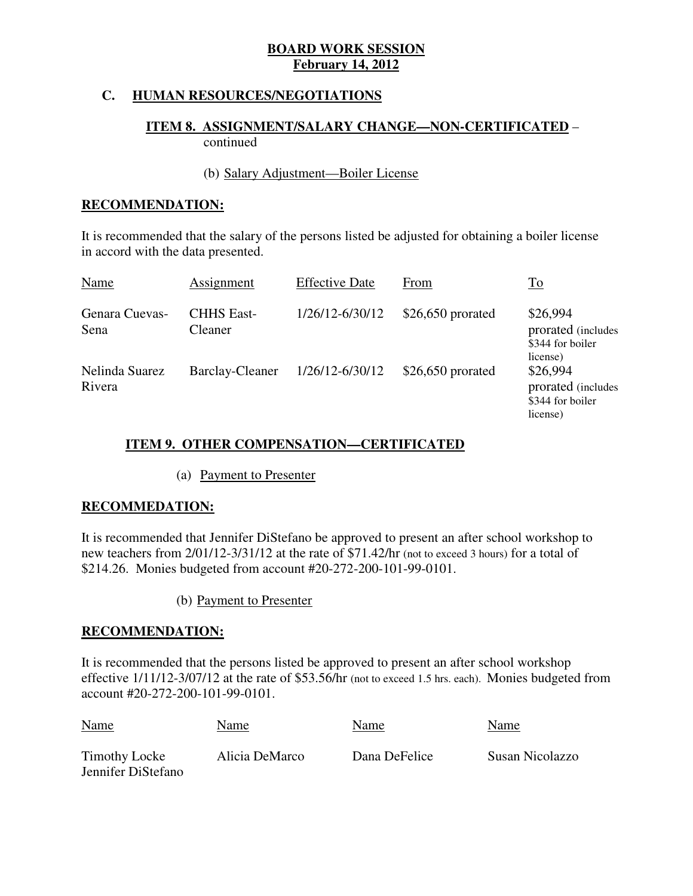**BOARD WORK SESSION**
**February 14, 2012**

## C. HUMAN RESOURCES/NEGOTIATIONS

### ITEM 8. ASSIGNMENT/SALARY CHANGE—NON-CERTIFICATED – continued

(b) Salary Adjustment—Boiler License

**RECOMMENDATION:**

It is recommended that the salary of the persons listed be adjusted for obtaining a boiler license in accord with the data presented.

| Name | Assignment | Effective Date | From | To |
|---|---|---|---|---|
| Genara Cuevas-Sena | CHHS East-Cleaner | 1/26/12-6/30/12 | $26,650 prorated | $26,994 prorated (includes $344 for boiler license) |
| Nelinda Suarez Rivera | Barclay-Cleaner | 1/26/12-6/30/12 | $26,650 prorated | $26,994 prorated (includes $344 for boiler license) |

### ITEM 9. OTHER COMPENSATION—CERTIFICATED

(a) Payment to Presenter

**RECOMMEDATION:**

It is recommended that Jennifer DiStefano be approved to present an after school workshop to new teachers from 2/01/12-3/31/12 at the rate of $71.42/hr (not to exceed 3 hours) for a total of $214.26. Monies budgeted from account #20-272-200-101-99-0101.

(b) Payment to Presenter

**RECOMMENDATION:**

It is recommended that the persons listed be approved to present an after school workshop effective 1/11/12-3/07/12 at the rate of $53.56/hr (not to exceed 1.5 hrs. each). Monies budgeted from account #20-272-200-101-99-0101.

| Name | Name | Name | Name |
|---|---|---|---|
| Timothy Locke | Alicia DeMarco | Dana DeFelice | Susan Nicolazzo |
| Jennifer DiStefano | | | |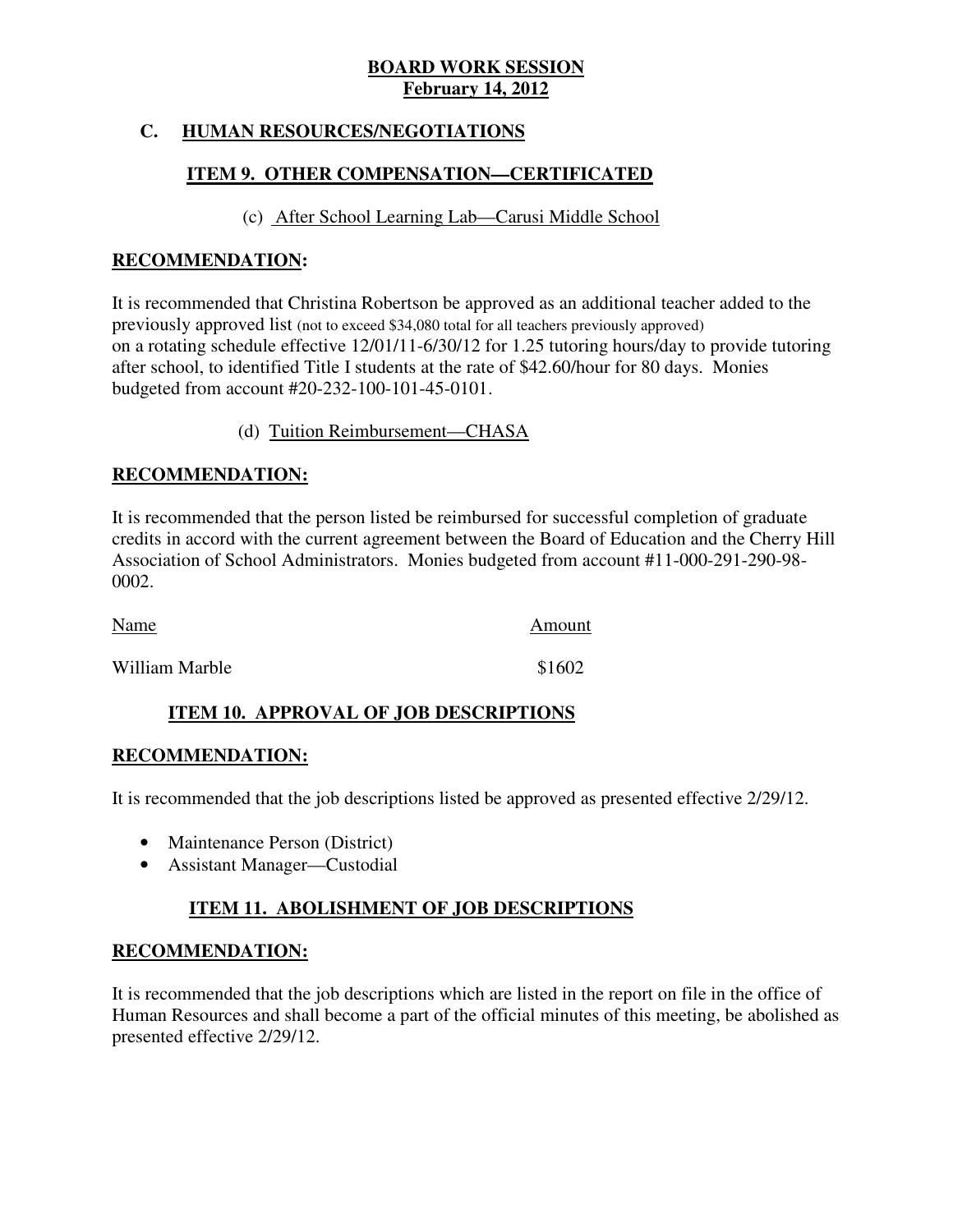## BOARD WORK SESSION
## February 14, 2012

### C. HUMAN RESOURCES/NEGOTIATIONS

#### ITEM 9. OTHER COMPENSATION—CERTIFICATED

(c) After School Learning Lab—Carusi Middle School

**RECOMMENDATION:**

It is recommended that Christina Robertson be approved as an additional teacher added to the previously approved list (not to exceed $34,080 total for all teachers previously approved) on a rotating schedule effective 12/01/11-6/30/12 for 1.25 tutoring hours/day to provide tutoring after school, to identified Title I students at the rate of $42.60/hour for 80 days. Monies budgeted from account #20-232-100-101-45-0101.

(d) Tuition Reimbursement—CHASA

**RECOMMENDATION:**

It is recommended that the person listed be reimbursed for successful completion of graduate credits in accord with the current agreement between the Board of Education and the Cherry Hill Association of School Administrators. Monies budgeted from account #11-000-291-290-98-0002.

| Name | Amount |
|---|---|
| William Marble | $1602 |

#### ITEM 10. APPROVAL OF JOB DESCRIPTIONS

**RECOMMENDATION:**

It is recommended that the job descriptions listed be approved as presented effective 2/29/12.

- Maintenance Person (District)
- Assistant Manager—Custodial

#### ITEM 11. ABOLISHMENT OF JOB DESCRIPTIONS

**RECOMMENDATION:**

It is recommended that the job descriptions which are listed in the report on file in the office of Human Resources and shall become a part of the official minutes of this meeting, be abolished as presented effective 2/29/12.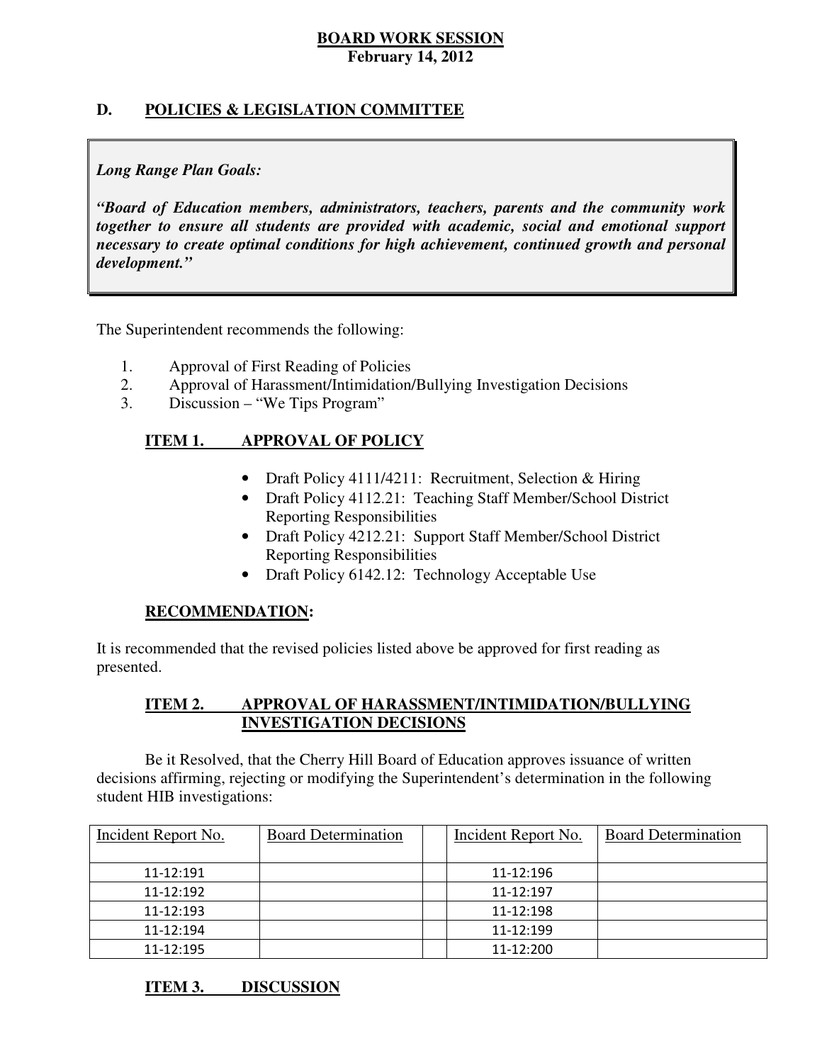**BOARD WORK SESSION**
**February 14, 2012**

## D. POLICIES & LEGISLATION COMMITTEE

> ***Long Range Plan Goals:***
>
> ***"Board of Education members, administrators, teachers, parents and the community work together to ensure all students are provided with academic, social and emotional support necessary to create optimal conditions for high achievement, continued growth and personal development."***

The Superintendent recommends the following:

1. Approval of First Reading of Policies
2. Approval of Harassment/Intimidation/Bullying Investigation Decisions
3. Discussion – "We Tips Program"

### ITEM 1. APPROVAL OF POLICY

- Draft Policy 4111/4211: Recruitment, Selection & Hiring
- Draft Policy 4112.21: Teaching Staff Member/School District Reporting Responsibilities
- Draft Policy 4212.21: Support Staff Member/School District Reporting Responsibilities
- Draft Policy 6142.12: Technology Acceptable Use

**RECOMMENDATION:**

It is recommended that the revised policies listed above be approved for first reading as presented.

### ITEM 2. APPROVAL OF HARASSMENT/INTIMIDATION/BULLYING INVESTIGATION DECISIONS

Be it Resolved, that the Cherry Hill Board of Education approves issuance of written decisions affirming, rejecting or modifying the Superintendent's determination in the following student HIB investigations:

| Incident Report No. | Board Determination | | Incident Report No. | Board Determination |
|---|---|---|---|---|
| 11-12:191 | | | 11-12:196 | |
| 11-12:192 | | | 11-12:197 | |
| 11-12:193 | | | 11-12:198 | |
| 11-12:194 | | | 11-12:199 | |
| 11-12:195 | | | 11-12:200 | |

### ITEM 3. DISCUSSION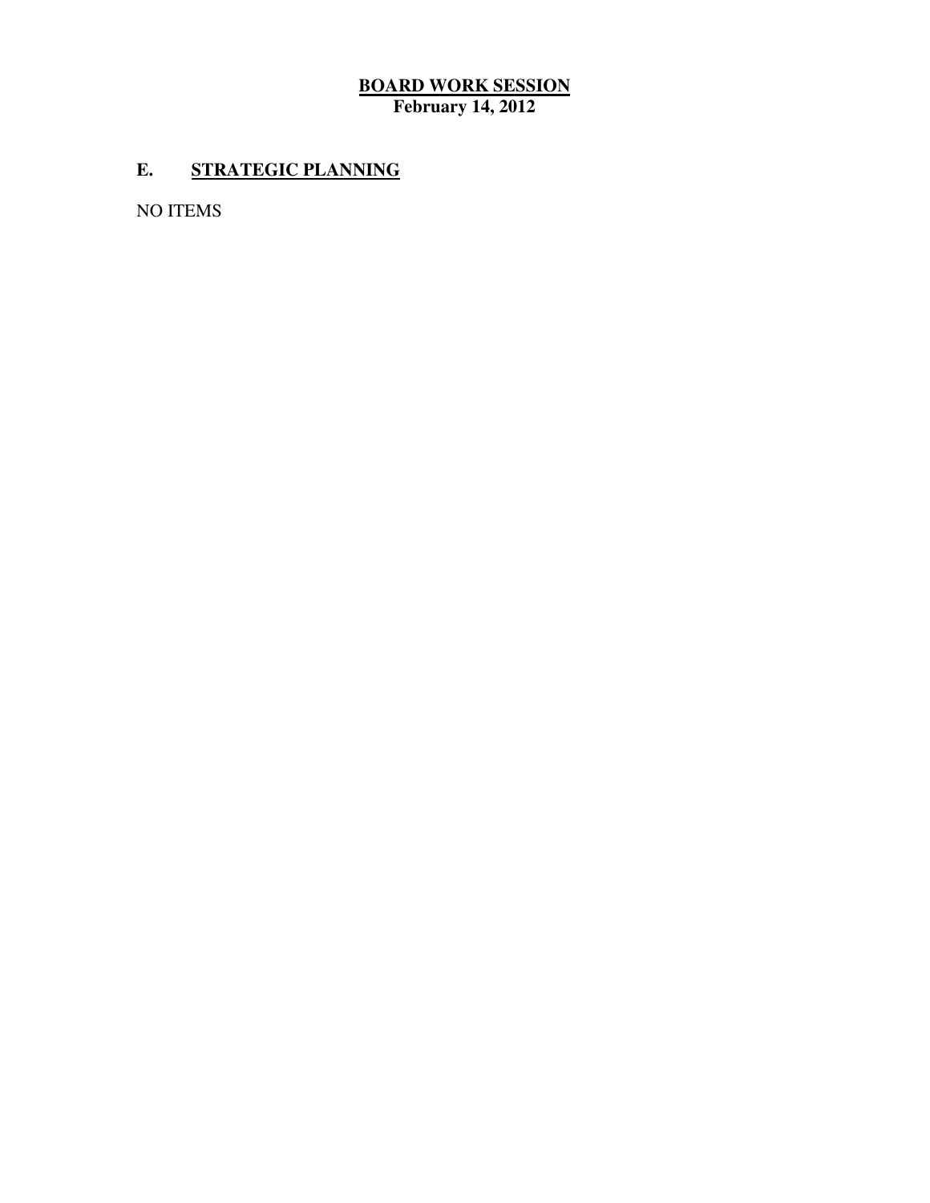**BOARD WORK SESSION**
**February 14, 2012**

## E. STRATEGIC PLANNING

NO ITEMS